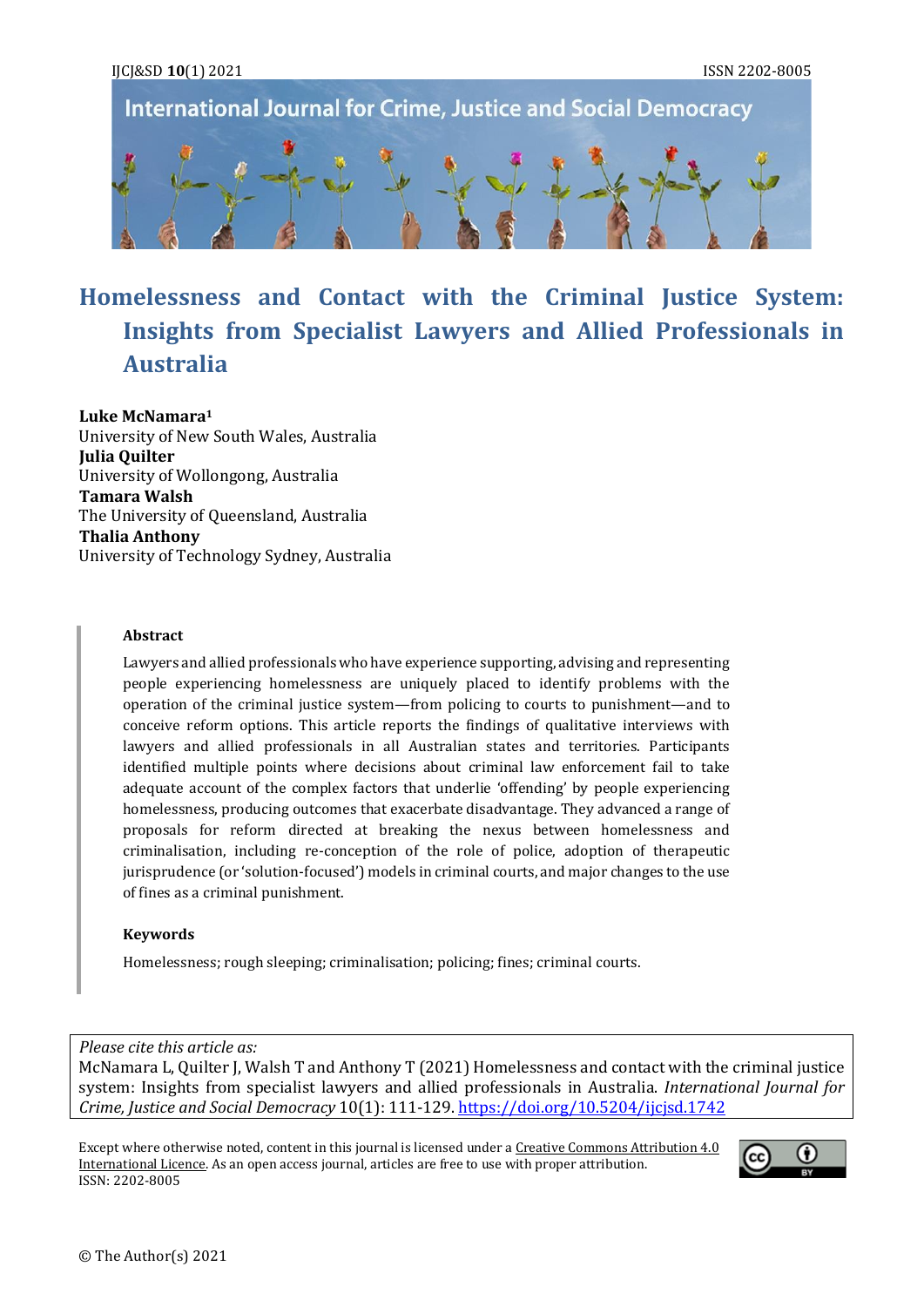# Homelessness and Contact with the Criminal Justice System: Insights from Specialist Lawyers and Allied Professionals in Australia

**Luke McNamara**[1]
University of New South Wales, Australia
**Julia Quilter**
University of Wollongong, Australia
**Tamara Walsh**
The University of Queensland, Australia
**Thalia Anthony**
University of Technology Sydney, Australia

## Abstract

Lawyers and allied professionals who have experience supporting, advising and representing people experiencing homelessness are uniquely placed to identify problems with the operation of the criminal justice system—from policing to courts to punishment—and to conceive reform options. This article reports the findings of qualitative interviews with lawyers and allied professionals in all Australian states and territories. Participants identified multiple points where decisions about criminal law enforcement fail to take adequate account of the complex factors that underlie 'offending' by people experiencing homelessness, producing outcomes that exacerbate disadvantage. They advanced a range of proposals for reform directed at breaking the nexus between homelessness and criminalisation, including re-conception of the role of police, adoption of therapeutic jurisprudence (or 'solution-focused') models in criminal courts, and major changes to the use of fines as a criminal punishment.

## Keywords

Homelessness; rough sleeping; criminalisation; policing; fines; criminal courts.

*Please cite this article as:*
McNamara L, Quilter J, Walsh T and Anthony T (2021) Homelessness and contact with the criminal justice system: Insights from specialist lawyers and allied professionals in Australia. *International Journal for Crime, Justice and Social Democracy* 10(1): 111-129. https://doi.org/10.5204/ijcjsd.1742

Except where otherwise noted, content in this journal is licensed under a Creative Commons Attribution 4.0 International Licence. As an open access journal, articles are free to use with proper attribution.
ISSN: 2202-8005

© The Author(s) 2021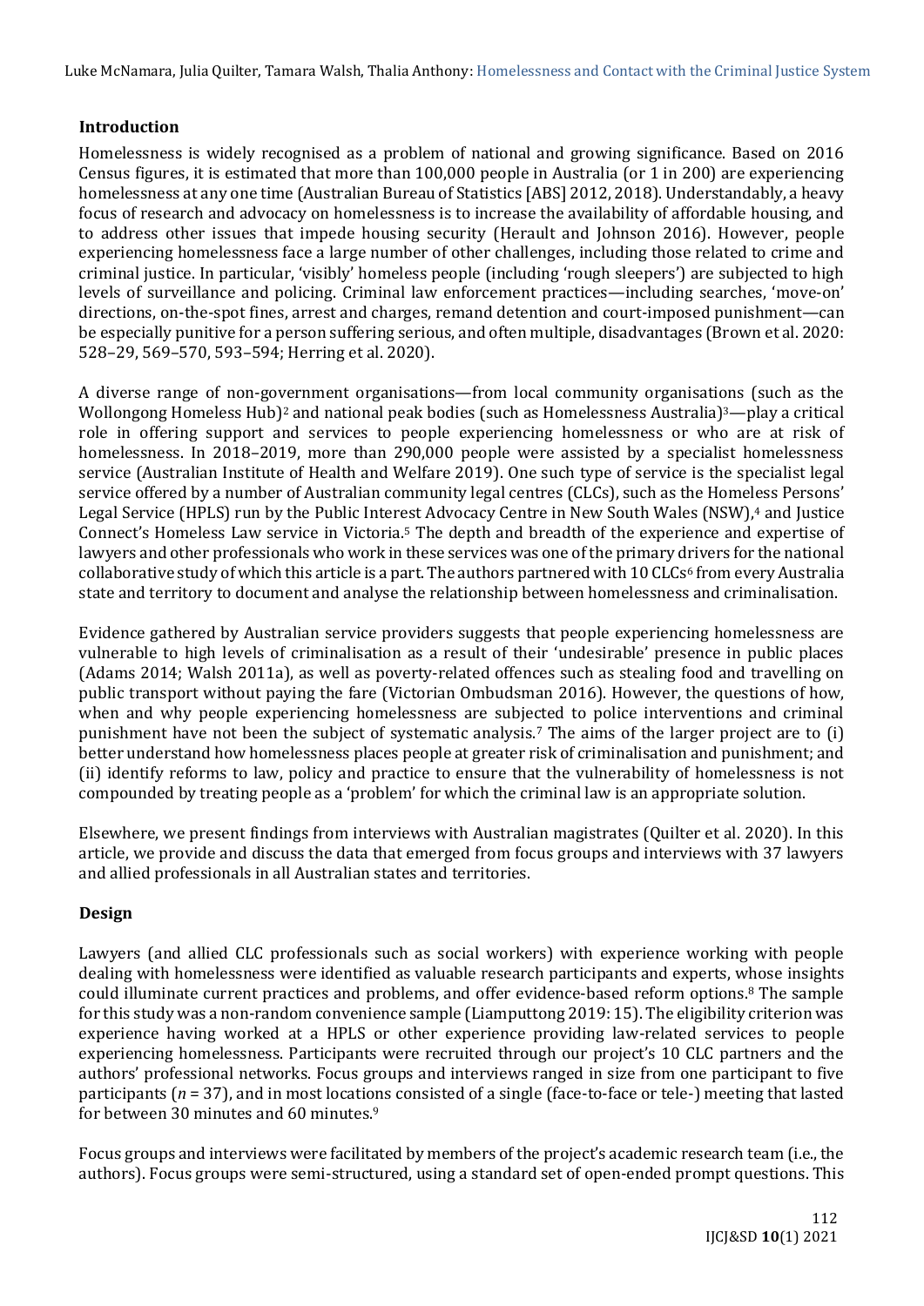## Introduction

Homelessness is widely recognised as a problem of national and growing significance. Based on 2016 Census figures, it is estimated that more than 100,000 people in Australia (or 1 in 200) are experiencing homelessness at any one time (Australian Bureau of Statistics [ABS] 2012, 2018). Understandably, a heavy focus of research and advocacy on homelessness is to increase the availability of affordable housing, and to address other issues that impede housing security (Herault and Johnson 2016). However, people experiencing homelessness face a large number of other challenges, including those related to crime and criminal justice. In particular, 'visibly' homeless people (including 'rough sleepers') are subjected to high levels of surveillance and policing. Criminal law enforcement practices—including searches, 'move-on' directions, on-the-spot fines, arrest and charges, remand detention and court-imposed punishment—can be especially punitive for a person suffering serious, and often multiple, disadvantages (Brown et al. 2020: 528–29, 569–570, 593–594; Herring et al. 2020).

A diverse range of non-government organisations—from local community organisations (such as the Wollongong Homeless Hub)[2] and national peak bodies (such as Homelessness Australia)[3]—play a critical role in offering support and services to people experiencing homelessness or who are at risk of homelessness. In 2018–2019, more than 290,000 people were assisted by a specialist homelessness service (Australian Institute of Health and Welfare 2019). One such type of service is the specialist legal service offered by a number of Australian community legal centres (CLCs), such as the Homeless Persons' Legal Service (HPLS) run by the Public Interest Advocacy Centre in New South Wales (NSW),[4] and Justice Connect's Homeless Law service in Victoria.[5] The depth and breadth of the experience and expertise of lawyers and other professionals who work in these services was one of the primary drivers for the national collaborative study of which this article is a part. The authors partnered with 10 CLCs[6] from every Australia state and territory to document and analyse the relationship between homelessness and criminalisation.

Evidence gathered by Australian service providers suggests that people experiencing homelessness are vulnerable to high levels of criminalisation as a result of their 'undesirable' presence in public places (Adams 2014; Walsh 2011a), as well as poverty-related offences such as stealing food and travelling on public transport without paying the fare (Victorian Ombudsman 2016). However, the questions of how, when and why people experiencing homelessness are subjected to police interventions and criminal punishment have not been the subject of systematic analysis.[7] The aims of the larger project are to (i) better understand how homelessness places people at greater risk of criminalisation and punishment; and (ii) identify reforms to law, policy and practice to ensure that the vulnerability of homelessness is not compounded by treating people as a 'problem' for which the criminal law is an appropriate solution.

Elsewhere, we present findings from interviews with Australian magistrates (Quilter et al. 2020). In this article, we provide and discuss the data that emerged from focus groups and interviews with 37 lawyers and allied professionals in all Australian states and territories.

## Design

Lawyers (and allied CLC professionals such as social workers) with experience working with people dealing with homelessness were identified as valuable research participants and experts, whose insights could illuminate current practices and problems, and offer evidence-based reform options.[8] The sample for this study was a non-random convenience sample (Liamputtong 2019: 15). The eligibility criterion was experience having worked at a HPLS or other experience providing law-related services to people experiencing homelessness. Participants were recruited through our project's 10 CLC partners and the authors' professional networks. Focus groups and interviews ranged in size from one participant to five participants (*n* = 37), and in most locations consisted of a single (face-to-face or tele-) meeting that lasted for between 30 minutes and 60 minutes.[9]

Focus groups and interviews were facilitated by members of the project's academic research team (i.e., the authors). Focus groups were semi-structured, using a standard set of open-ended prompt questions. This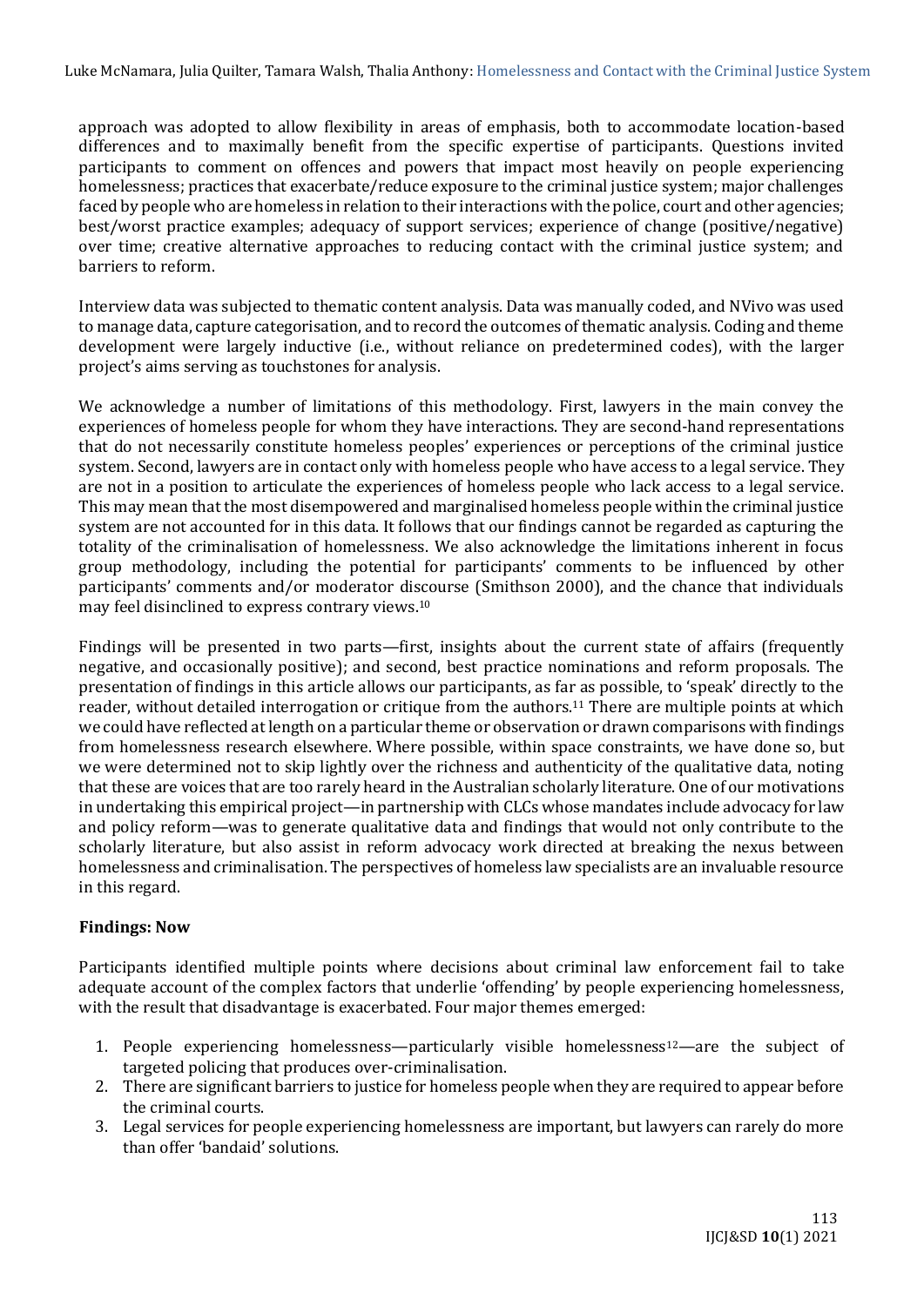approach was adopted to allow flexibility in areas of emphasis, both to accommodate location-based differences and to maximally benefit from the specific expertise of participants. Questions invited participants to comment on offences and powers that impact most heavily on people experiencing homelessness; practices that exacerbate/reduce exposure to the criminal justice system; major challenges faced by people who are homeless in relation to their interactions with the police, court and other agencies; best/worst practice examples; adequacy of support services; experience of change (positive/negative) over time; creative alternative approaches to reducing contact with the criminal justice system; and barriers to reform.

Interview data was subjected to thematic content analysis. Data was manually coded, and NVivo was used to manage data, capture categorisation, and to record the outcomes of thematic analysis. Coding and theme development were largely inductive (i.e., without reliance on predetermined codes), with the larger project's aims serving as touchstones for analysis.

We acknowledge a number of limitations of this methodology. First, lawyers in the main convey the experiences of homeless people for whom they have interactions. They are second-hand representations that do not necessarily constitute homeless peoples' experiences or perceptions of the criminal justice system. Second, lawyers are in contact only with homeless people who have access to a legal service. They are not in a position to articulate the experiences of homeless people who lack access to a legal service. This may mean that the most disempowered and marginalised homeless people within the criminal justice system are not accounted for in this data. It follows that our findings cannot be regarded as capturing the totality of the criminalisation of homelessness. We also acknowledge the limitations inherent in focus group methodology, including the potential for participants' comments to be influenced by other participants' comments and/or moderator discourse (Smithson 2000), and the chance that individuals may feel disinclined to express contrary views.[10]

Findings will be presented in two parts—first, insights about the current state of affairs (frequently negative, and occasionally positive); and second, best practice nominations and reform proposals. The presentation of findings in this article allows our participants, as far as possible, to 'speak' directly to the reader, without detailed interrogation or critique from the authors.[11] There are multiple points at which we could have reflected at length on a particular theme or observation or drawn comparisons with findings from homelessness research elsewhere. Where possible, within space constraints, we have done so, but we were determined not to skip lightly over the richness and authenticity of the qualitative data, noting that these are voices that are too rarely heard in the Australian scholarly literature. One of our motivations in undertaking this empirical project—in partnership with CLCs whose mandates include advocacy for law and policy reform—was to generate qualitative data and findings that would not only contribute to the scholarly literature, but also assist in reform advocacy work directed at breaking the nexus between homelessness and criminalisation. The perspectives of homeless law specialists are an invaluable resource in this regard.

## Findings: Now

Participants identified multiple points where decisions about criminal law enforcement fail to take adequate account of the complex factors that underlie 'offending' by people experiencing homelessness, with the result that disadvantage is exacerbated. Four major themes emerged:

1. People experiencing homelessness—particularly visible homelessness[12]—are the subject of targeted policing that produces over-criminalisation.
2. There are significant barriers to justice for homeless people when they are required to appear before the criminal courts.
3. Legal services for people experiencing homelessness are important, but lawyers can rarely do more than offer 'bandaid' solutions.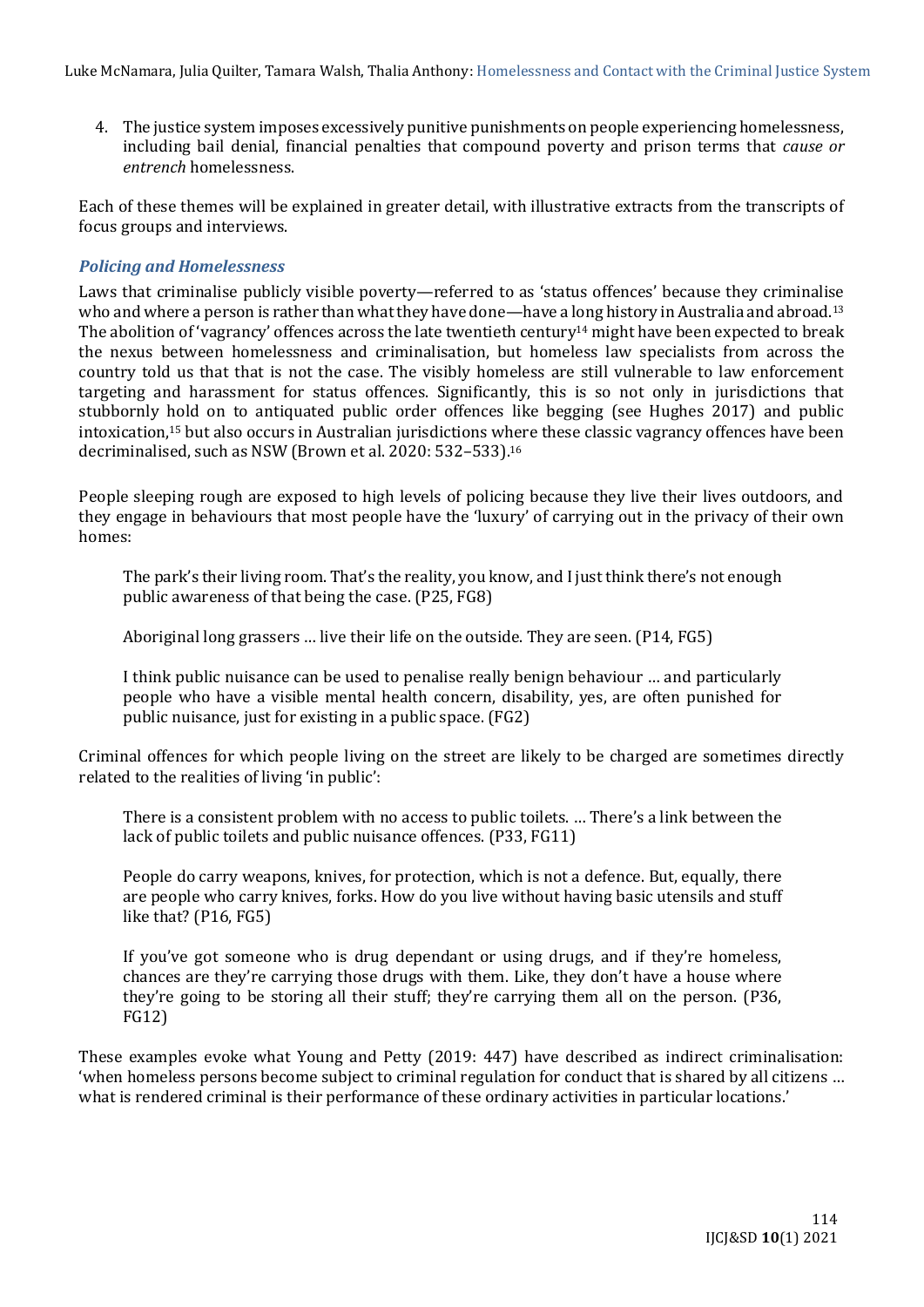4. The justice system imposes excessively punitive punishments on people experiencing homelessness, including bail denial, financial penalties that compound poverty and prison terms that *cause or entrench* homelessness.

Each of these themes will be explained in greater detail, with illustrative extracts from the transcripts of focus groups and interviews.

### *Policing and Homelessness*

Laws that criminalise publicly visible poverty—referred to as 'status offences' because they criminalise who and where a person is rather than what they have done—have a long history in Australia and abroad.[13] The abolition of 'vagrancy' offences across the late twentieth century[14] might have been expected to break the nexus between homelessness and criminalisation, but homeless law specialists from across the country told us that that is not the case. The visibly homeless are still vulnerable to law enforcement targeting and harassment for status offences. Significantly, this is so not only in jurisdictions that stubbornly hold on to antiquated public order offences like begging (see Hughes 2017) and public intoxication,[15] but also occurs in Australian jurisdictions where these classic vagrancy offences have been decriminalised, such as NSW (Brown et al. 2020: 532–533).[16]

People sleeping rough are exposed to high levels of policing because they live their lives outdoors, and they engage in behaviours that most people have the 'luxury' of carrying out in the privacy of their own homes:

> The park's their living room. That's the reality, you know, and I just think there's not enough public awareness of that being the case. (P25, FG8)

> Aboriginal long grassers … live their life on the outside. They are seen. (P14, FG5)

> I think public nuisance can be used to penalise really benign behaviour … and particularly people who have a visible mental health concern, disability, yes, are often punished for public nuisance, just for existing in a public space. (FG2)

Criminal offences for which people living on the street are likely to be charged are sometimes directly related to the realities of living 'in public':

> There is a consistent problem with no access to public toilets. … There's a link between the lack of public toilets and public nuisance offences. (P33, FG11)

> People do carry weapons, knives, for protection, which is not a defence. But, equally, there are people who carry knives, forks. How do you live without having basic utensils and stuff like that? (P16, FG5)

> If you've got someone who is drug dependant or using drugs, and if they're homeless, chances are they're carrying those drugs with them. Like, they don't have a house where they're going to be storing all their stuff; they're carrying them all on the person. (P36, FG12)

These examples evoke what Young and Petty (2019: 447) have described as indirect criminalisation: 'when homeless persons become subject to criminal regulation for conduct that is shared by all citizens … what is rendered criminal is their performance of these ordinary activities in particular locations.'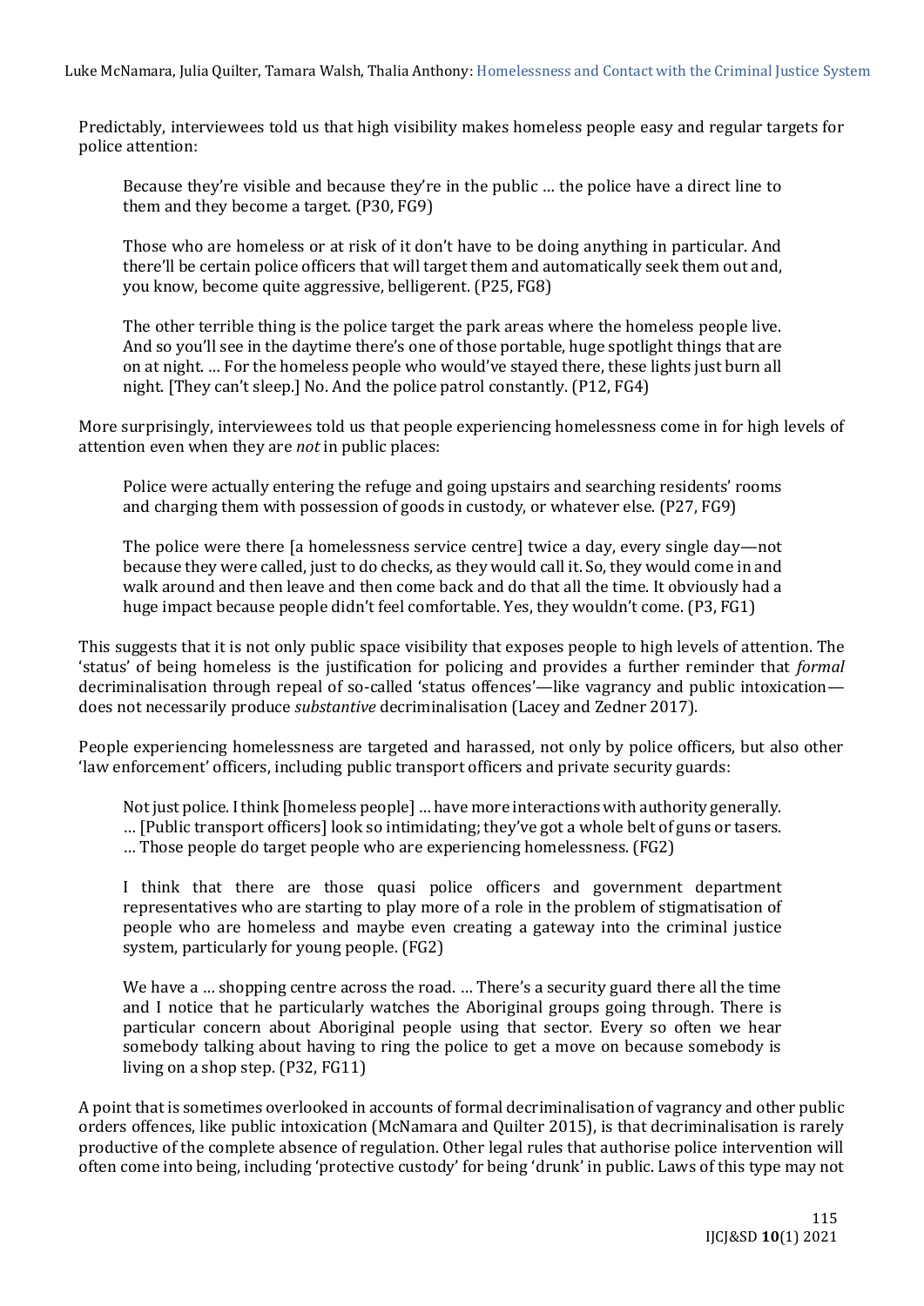Predictably, interviewees told us that high visibility makes homeless people easy and regular targets for police attention:

> Because they're visible and because they're in the public … the police have a direct line to them and they become a target. (P30, FG9)

> Those who are homeless or at risk of it don't have to be doing anything in particular. And there'll be certain police officers that will target them and automatically seek them out and, you know, become quite aggressive, belligerent. (P25, FG8)

> The other terrible thing is the police target the park areas where the homeless people live. And so you'll see in the daytime there's one of those portable, huge spotlight things that are on at night. … For the homeless people who would've stayed there, these lights just burn all night. [They can't sleep.] No. And the police patrol constantly. (P12, FG4)

More surprisingly, interviewees told us that people experiencing homelessness come in for high levels of attention even when they are *not* in public places:

> Police were actually entering the refuge and going upstairs and searching residents' rooms and charging them with possession of goods in custody, or whatever else. (P27, FG9)

> The police were there [a homelessness service centre] twice a day, every single day—not because they were called, just to do checks, as they would call it. So, they would come in and walk around and then leave and then come back and do that all the time. It obviously had a huge impact because people didn't feel comfortable. Yes, they wouldn't come. (P3, FG1)

This suggests that it is not only public space visibility that exposes people to high levels of attention. The 'status' of being homeless is the justification for policing and provides a further reminder that *formal* decriminalisation through repeal of so-called 'status offences'—like vagrancy and public intoxication—does not necessarily produce *substantive* decriminalisation (Lacey and Zedner 2017).

People experiencing homelessness are targeted and harassed, not only by police officers, but also other 'law enforcement' officers, including public transport officers and private security guards:

> Not just police. I think [homeless people] … have more interactions with authority generally. … [Public transport officers] look so intimidating; they've got a whole belt of guns or tasers. … Those people do target people who are experiencing homelessness. (FG2)

> I think that there are those quasi police officers and government department representatives who are starting to play more of a role in the problem of stigmatisation of people who are homeless and maybe even creating a gateway into the criminal justice system, particularly for young people. (FG2)

> We have a … shopping centre across the road. … There's a security guard there all the time and I notice that he particularly watches the Aboriginal groups going through. There is particular concern about Aboriginal people using that sector. Every so often we hear somebody talking about having to ring the police to get a move on because somebody is living on a shop step. (P32, FG11)

A point that is sometimes overlooked in accounts of formal decriminalisation of vagrancy and other public orders offences, like public intoxication (McNamara and Quilter 2015), is that decriminalisation is rarely productive of the complete absence of regulation. Other legal rules that authorise police intervention will often come into being, including 'protective custody' for being 'drunk' in public. Laws of this type may not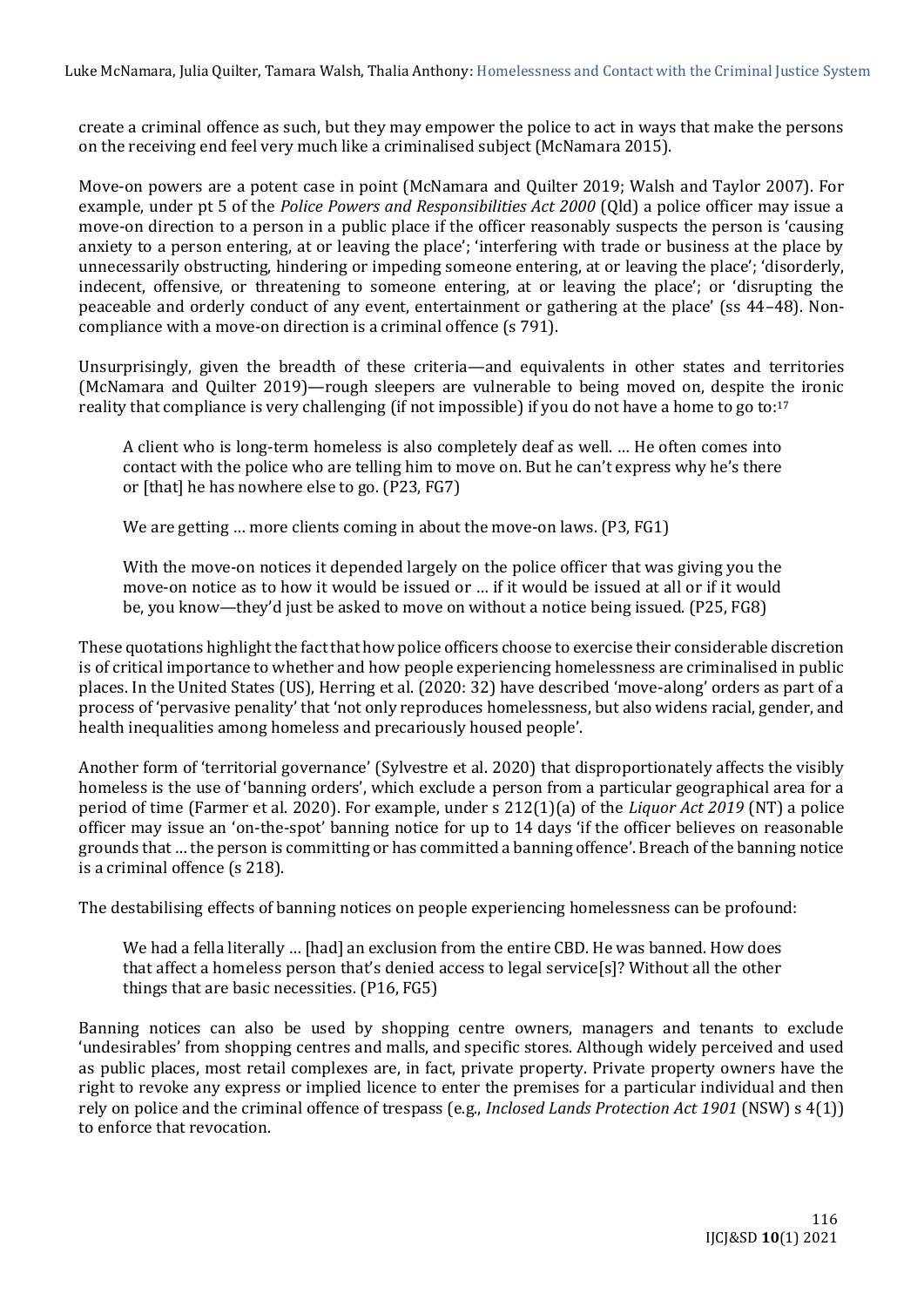create a criminal offence as such, but they may empower the police to act in ways that make the persons on the receiving end feel very much like a criminalised subject (McNamara 2015).

Move-on powers are a potent case in point (McNamara and Quilter 2019; Walsh and Taylor 2007). For example, under pt 5 of the *Police Powers and Responsibilities Act 2000* (Qld) a police officer may issue a move-on direction to a person in a public place if the officer reasonably suspects the person is 'causing anxiety to a person entering, at or leaving the place'; 'interfering with trade or business at the place by unnecessarily obstructing, hindering or impeding someone entering, at or leaving the place'; 'disorderly, indecent, offensive, or threatening to someone entering, at or leaving the place'; or 'disrupting the peaceable and orderly conduct of any event, entertainment or gathering at the place' (ss 44–48). Non-compliance with a move-on direction is a criminal offence (s 791).

Unsurprisingly, given the breadth of these criteria—and equivalents in other states and territories (McNamara and Quilter 2019)—rough sleepers are vulnerable to being moved on, despite the ironic reality that compliance is very challenging (if not impossible) if you do not have a home to go to:[17]

> A client who is long-term homeless is also completely deaf as well. … He often comes into contact with the police who are telling him to move on. But he can't express why he's there or [that] he has nowhere else to go. (P23, FG7)
>
> We are getting … more clients coming in about the move-on laws. (P3, FG1)
>
> With the move-on notices it depended largely on the police officer that was giving you the move-on notice as to how it would be issued or … if it would be issued at all or if it would be, you know—they'd just be asked to move on without a notice being issued. (P25, FG8)

These quotations highlight the fact that how police officers choose to exercise their considerable discretion is of critical importance to whether and how people experiencing homelessness are criminalised in public places. In the United States (US), Herring et al. (2020: 32) have described 'move-along' orders as part of a process of 'pervasive penality' that 'not only reproduces homelessness, but also widens racial, gender, and health inequalities among homeless and precariously housed people'.

Another form of 'territorial governance' (Sylvestre et al. 2020) that disproportionately affects the visibly homeless is the use of 'banning orders', which exclude a person from a particular geographical area for a period of time (Farmer et al. 2020). For example, under s 212(1)(a) of the *Liquor Act 2019* (NT) a police officer may issue an 'on-the-spot' banning notice for up to 14 days 'if the officer believes on reasonable grounds that … the person is committing or has committed a banning offence'. Breach of the banning notice is a criminal offence (s 218).

The destabilising effects of banning notices on people experiencing homelessness can be profound:

> We had a fella literally … [had] an exclusion from the entire CBD. He was banned. How does that affect a homeless person that's denied access to legal service[s]? Without all the other things that are basic necessities. (P16, FG5)

Banning notices can also be used by shopping centre owners, managers and tenants to exclude 'undesirables' from shopping centres and malls, and specific stores. Although widely perceived and used as public places, most retail complexes are, in fact, private property. Private property owners have the right to revoke any express or implied licence to enter the premises for a particular individual and then rely on police and the criminal offence of trespass (e.g., *Inclosed Lands Protection Act 1901* (NSW) s 4(1)) to enforce that revocation.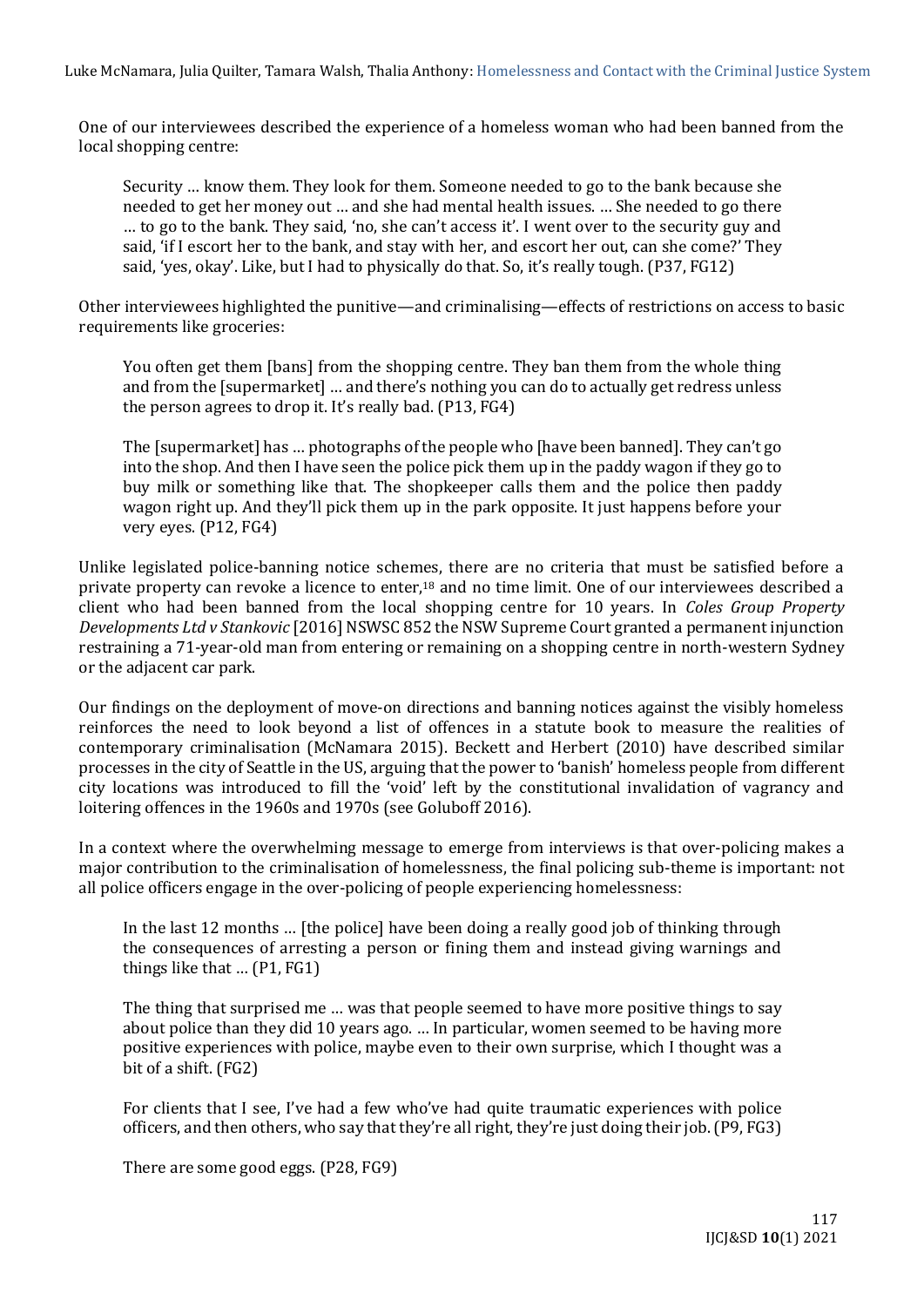One of our interviewees described the experience of a homeless woman who had been banned from the local shopping centre:

> Security … know them. They look for them. Someone needed to go to the bank because she needed to get her money out … and she had mental health issues. … She needed to go there … to go to the bank. They said, 'no, she can't access it'. I went over to the security guy and said, 'if I escort her to the bank, and stay with her, and escort her out, can she come?' They said, 'yes, okay'. Like, but I had to physically do that. So, it's really tough. (P37, FG12)

Other interviewees highlighted the punitive—and criminalising—effects of restrictions on access to basic requirements like groceries:

> You often get them [bans] from the shopping centre. They ban them from the whole thing and from the [supermarket] … and there's nothing you can do to actually get redress unless the person agrees to drop it. It's really bad. (P13, FG4)

> The [supermarket] has … photographs of the people who [have been banned]. They can't go into the shop. And then I have seen the police pick them up in the paddy wagon if they go to buy milk or something like that. The shopkeeper calls them and the police then paddy wagon right up. And they'll pick them up in the park opposite. It just happens before your very eyes. (P12, FG4)

Unlike legislated police-banning notice schemes, there are no criteria that must be satisfied before a private property can revoke a licence to enter,[18] and no time limit. One of our interviewees described a client who had been banned from the local shopping centre for 10 years. In *Coles Group Property Developments Ltd v Stankovic* [2016] NSWSC 852 the NSW Supreme Court granted a permanent injunction restraining a 71-year-old man from entering or remaining on a shopping centre in north-western Sydney or the adjacent car park.

Our findings on the deployment of move-on directions and banning notices against the visibly homeless reinforces the need to look beyond a list of offences in a statute book to measure the realities of contemporary criminalisation (McNamara 2015). Beckett and Herbert (2010) have described similar processes in the city of Seattle in the US, arguing that the power to 'banish' homeless people from different city locations was introduced to fill the 'void' left by the constitutional invalidation of vagrancy and loitering offences in the 1960s and 1970s (see Goluboff 2016).

In a context where the overwhelming message to emerge from interviews is that over-policing makes a major contribution to the criminalisation of homelessness, the final policing sub-theme is important: not all police officers engage in the over-policing of people experiencing homelessness:

> In the last 12 months … [the police] have been doing a really good job of thinking through the consequences of arresting a person or fining them and instead giving warnings and things like that … (P1, FG1)

> The thing that surprised me … was that people seemed to have more positive things to say about police than they did 10 years ago. … In particular, women seemed to be having more positive experiences with police, maybe even to their own surprise, which I thought was a bit of a shift. (FG2)

> For clients that I see, I've had a few who've had quite traumatic experiences with police officers, and then others, who say that they're all right, they're just doing their job. (P9, FG3)

> There are some good eggs. (P28, FG9)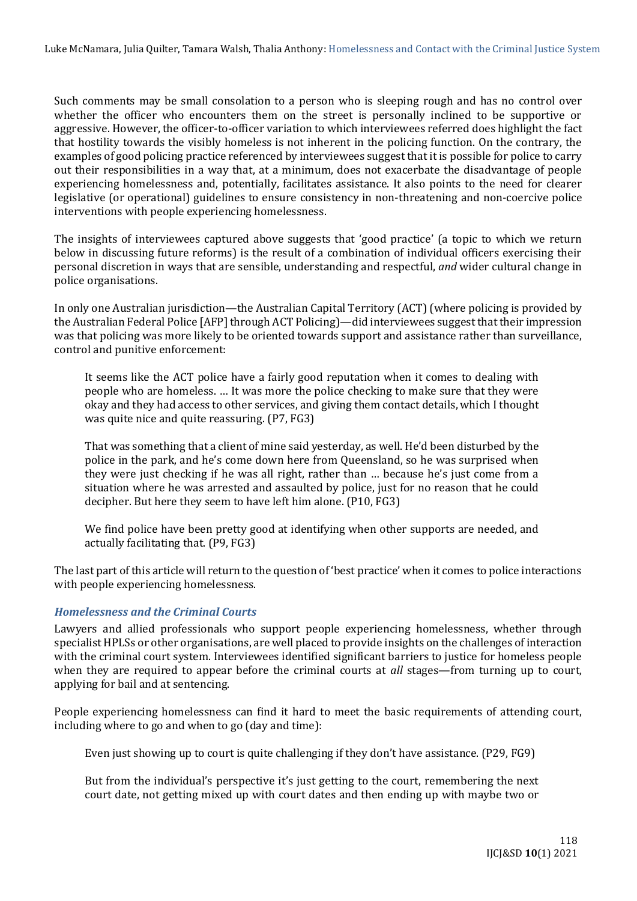Such comments may be small consolation to a person who is sleeping rough and has no control over whether the officer who encounters them on the street is personally inclined to be supportive or aggressive. However, the officer-to-officer variation to which interviewees referred does highlight the fact that hostility towards the visibly homeless is not inherent in the policing function. On the contrary, the examples of good policing practice referenced by interviewees suggest that it is possible for police to carry out their responsibilities in a way that, at a minimum, does not exacerbate the disadvantage of people experiencing homelessness and, potentially, facilitates assistance. It also points to the need for clearer legislative (or operational) guidelines to ensure consistency in non-threatening and non-coercive police interventions with people experiencing homelessness.

The insights of interviewees captured above suggests that 'good practice' (a topic to which we return below in discussing future reforms) is the result of a combination of individual officers exercising their personal discretion in ways that are sensible, understanding and respectful, *and* wider cultural change in police organisations.

In only one Australian jurisdiction—the Australian Capital Territory (ACT) (where policing is provided by the Australian Federal Police [AFP] through ACT Policing)—did interviewees suggest that their impression was that policing was more likely to be oriented towards support and assistance rather than surveillance, control and punitive enforcement:

> It seems like the ACT police have a fairly good reputation when it comes to dealing with people who are homeless. … It was more the police checking to make sure that they were okay and they had access to other services, and giving them contact details, which I thought was quite nice and quite reassuring. (P7, FG3)
>
> That was something that a client of mine said yesterday, as well. He'd been disturbed by the police in the park, and he's come down here from Queensland, so he was surprised when they were just checking if he was all right, rather than … because he's just come from a situation where he was arrested and assaulted by police, just for no reason that he could decipher. But here they seem to have left him alone. (P10, FG3)
>
> We find police have been pretty good at identifying when other supports are needed, and actually facilitating that. (P9, FG3)

The last part of this article will return to the question of 'best practice' when it comes to police interactions with people experiencing homelessness.

### *Homelessness and the Criminal Courts*

Lawyers and allied professionals who support people experiencing homelessness, whether through specialist HPLSs or other organisations, are well placed to provide insights on the challenges of interaction with the criminal court system. Interviewees identified significant barriers to justice for homeless people when they are required to appear before the criminal courts at *all* stages—from turning up to court, applying for bail and at sentencing.

People experiencing homelessness can find it hard to meet the basic requirements of attending court, including where to go and when to go (day and time):

> Even just showing up to court is quite challenging if they don't have assistance. (P29, FG9)
>
> But from the individual's perspective it's just getting to the court, remembering the next court date, not getting mixed up with court dates and then ending up with maybe two or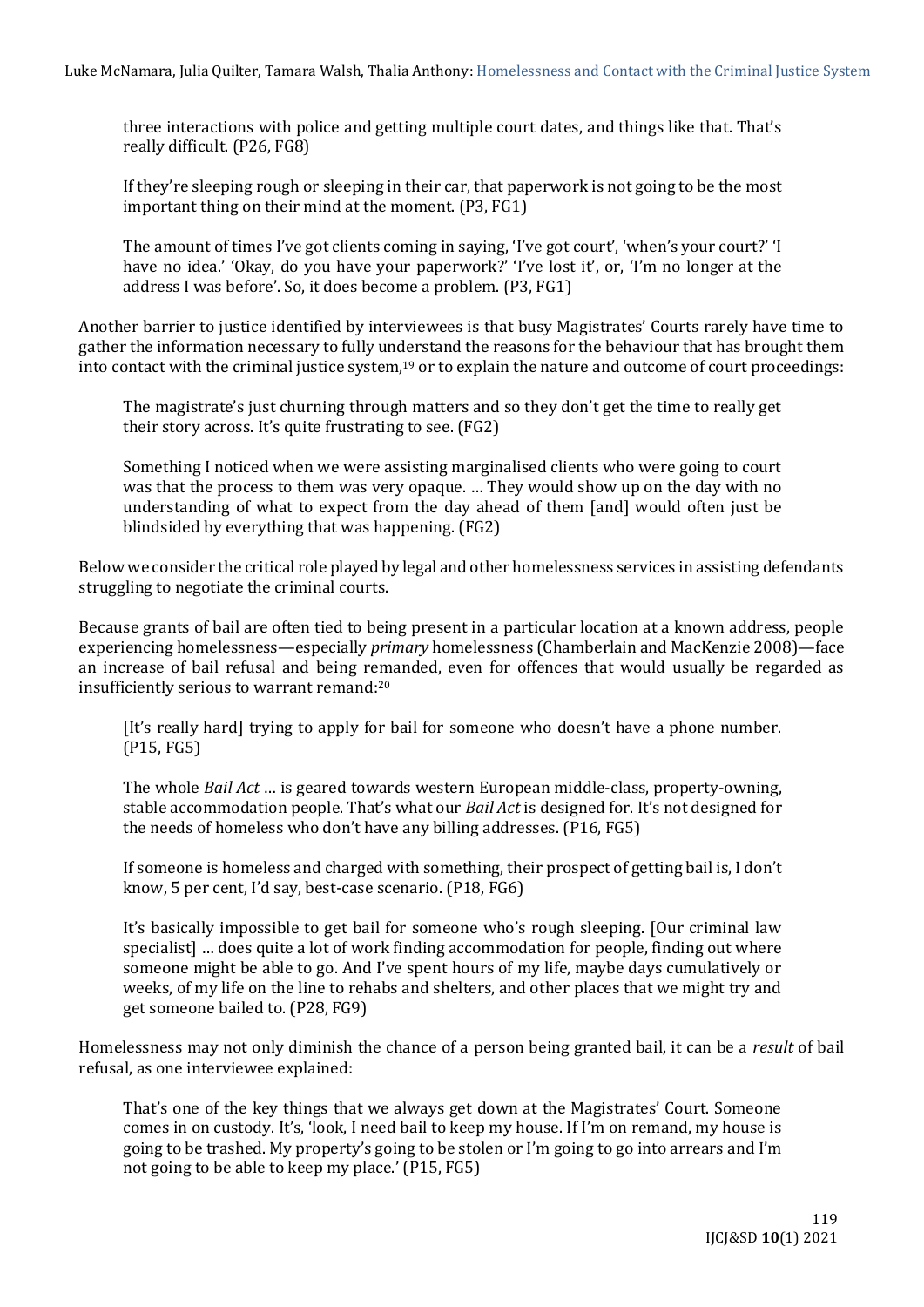> three interactions with police and getting multiple court dates, and things like that. That's really difficult. (P26, FG8)

> If they're sleeping rough or sleeping in their car, that paperwork is not going to be the most important thing on their mind at the moment. (P3, FG1)

> The amount of times I've got clients coming in saying, 'I've got court', 'when's your court?' 'I have no idea.' 'Okay, do you have your paperwork?' 'I've lost it', or, 'I'm no longer at the address I was before'. So, it does become a problem. (P3, FG1)

Another barrier to justice identified by interviewees is that busy Magistrates' Courts rarely have time to gather the information necessary to fully understand the reasons for the behaviour that has brought them into contact with the criminal justice system,[19] or to explain the nature and outcome of court proceedings:

> The magistrate's just churning through matters and so they don't get the time to really get their story across. It's quite frustrating to see. (FG2)

> Something I noticed when we were assisting marginalised clients who were going to court was that the process to them was very opaque. … They would show up on the day with no understanding of what to expect from the day ahead of them [and] would often just be blindsided by everything that was happening. (FG2)

Below we consider the critical role played by legal and other homelessness services in assisting defendants struggling to negotiate the criminal courts.

Because grants of bail are often tied to being present in a particular location at a known address, people experiencing homelessness—especially *primary* homelessness (Chamberlain and MacKenzie 2008)—face an increase of bail refusal and being remanded, even for offences that would usually be regarded as insufficiently serious to warrant remand:[20]

> [It's really hard] trying to apply for bail for someone who doesn't have a phone number. (P15, FG5)

> The whole *Bail Act* … is geared towards western European middle-class, property-owning, stable accommodation people. That's what our *Bail Act* is designed for. It's not designed for the needs of homeless who don't have any billing addresses. (P16, FG5)

> If someone is homeless and charged with something, their prospect of getting bail is, I don't know, 5 per cent, I'd say, best-case scenario. (P18, FG6)

> It's basically impossible to get bail for someone who's rough sleeping. [Our criminal law specialist] … does quite a lot of work finding accommodation for people, finding out where someone might be able to go. And I've spent hours of my life, maybe days cumulatively or weeks, of my life on the line to rehabs and shelters, and other places that we might try and get someone bailed to. (P28, FG9)

Homelessness may not only diminish the chance of a person being granted bail, it can be a *result* of bail refusal, as one interviewee explained:

> That's one of the key things that we always get down at the Magistrates' Court. Someone comes in on custody. It's, 'look, I need bail to keep my house. If I'm on remand, my house is going to be trashed. My property's going to be stolen or I'm going to go into arrears and I'm not going to be able to keep my place.' (P15, FG5)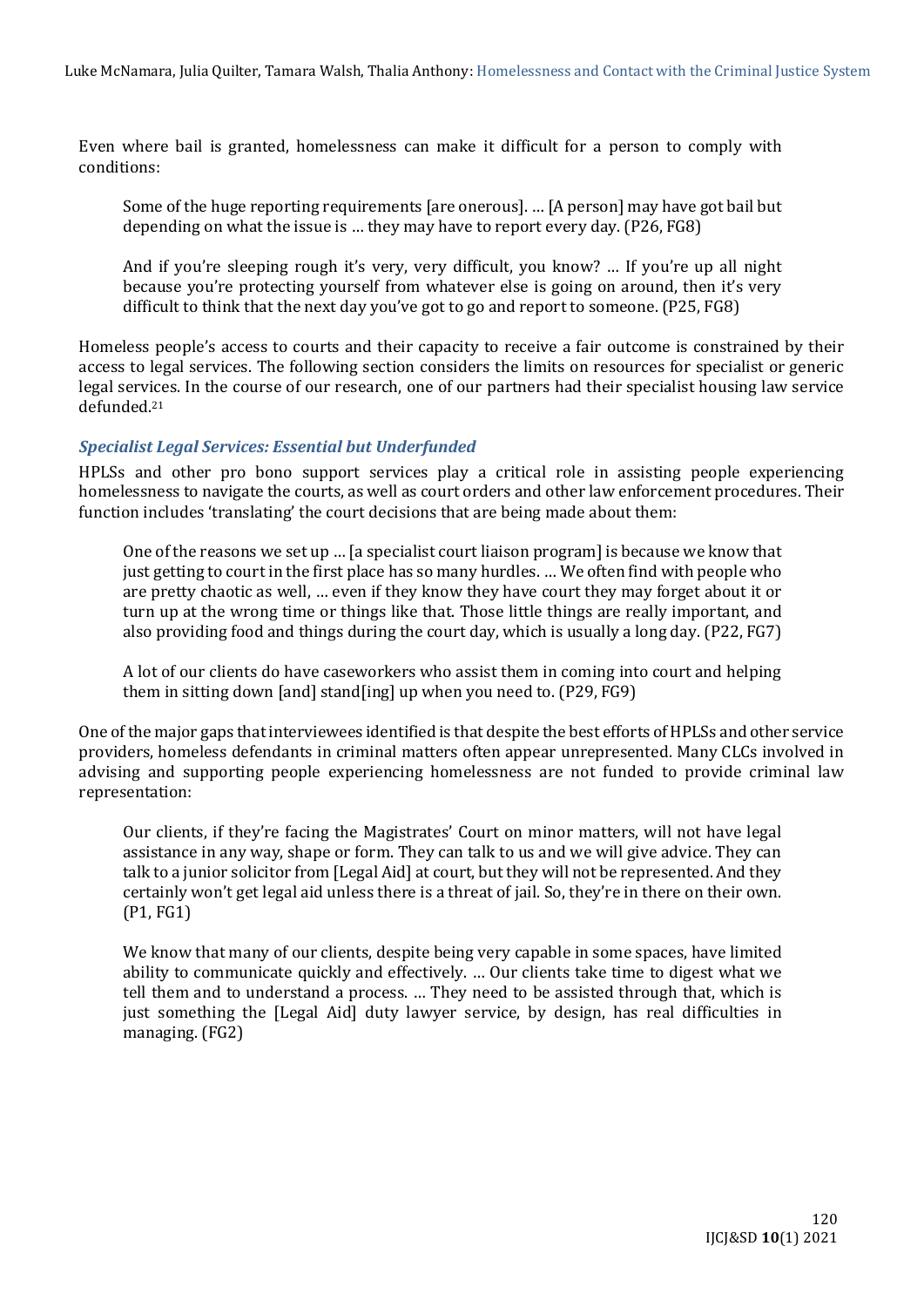Even where bail is granted, homelessness can make it difficult for a person to comply with conditions:

> Some of the huge reporting requirements [are onerous]. … [A person] may have got bail but depending on what the issue is … they may have to report every day. (P26, FG8)

> And if you're sleeping rough it's very, very difficult, you know? … If you're up all night because you're protecting yourself from whatever else is going on around, then it's very difficult to think that the next day you've got to go and report to someone. (P25, FG8)

Homeless people's access to courts and their capacity to receive a fair outcome is constrained by their access to legal services. The following section considers the limits on resources for specialist or generic legal services. In the course of our research, one of our partners had their specialist housing law service defunded.[21]

### *Specialist Legal Services: Essential but Underfunded*

HPLSs and other pro bono support services play a critical role in assisting people experiencing homelessness to navigate the courts, as well as court orders and other law enforcement procedures. Their function includes 'translating' the court decisions that are being made about them:

> One of the reasons we set up … [a specialist court liaison program] is because we know that just getting to court in the first place has so many hurdles. … We often find with people who are pretty chaotic as well, … even if they know they have court they may forget about it or turn up at the wrong time or things like that. Those little things are really important, and also providing food and things during the court day, which is usually a long day. (P22, FG7)

> A lot of our clients do have caseworkers who assist them in coming into court and helping them in sitting down [and] stand[ing] up when you need to. (P29, FG9)

One of the major gaps that interviewees identified is that despite the best efforts of HPLSs and other service providers, homeless defendants in criminal matters often appear unrepresented. Many CLCs involved in advising and supporting people experiencing homelessness are not funded to provide criminal law representation:

> Our clients, if they're facing the Magistrates' Court on minor matters, will not have legal assistance in any way, shape or form. They can talk to us and we will give advice. They can talk to a junior solicitor from [Legal Aid] at court, but they will not be represented. And they certainly won't get legal aid unless there is a threat of jail. So, they're in there on their own. (P1, FG1)

> We know that many of our clients, despite being very capable in some spaces, have limited ability to communicate quickly and effectively. … Our clients take time to digest what we tell them and to understand a process. … They need to be assisted through that, which is just something the [Legal Aid] duty lawyer service, by design, has real difficulties in managing. (FG2)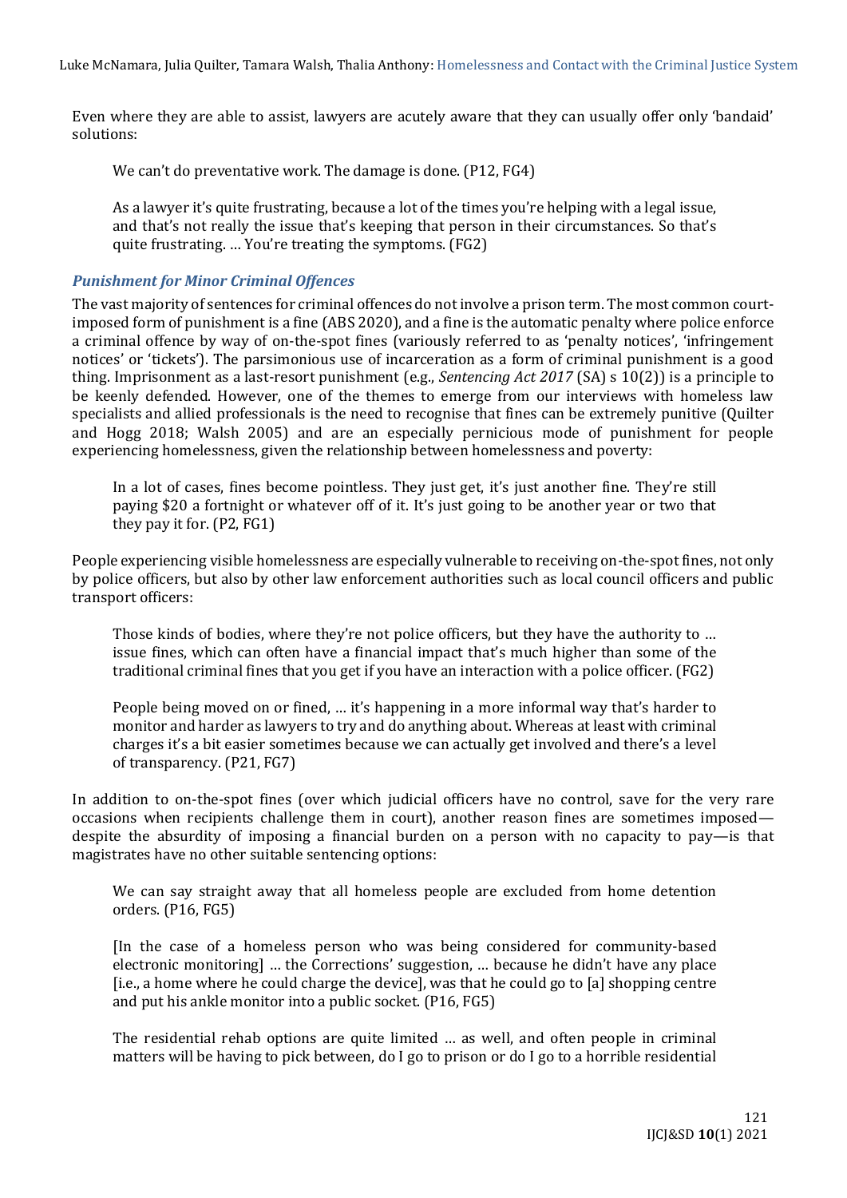Even where they are able to assist, lawyers are acutely aware that they can usually offer only 'bandaid' solutions:

> We can't do preventative work. The damage is done. (P12, FG4)

> As a lawyer it's quite frustrating, because a lot of the times you're helping with a legal issue, and that's not really the issue that's keeping that person in their circumstances. So that's quite frustrating. … You're treating the symptoms. (FG2)

### *Punishment for Minor Criminal Offences*

The vast majority of sentences for criminal offences do not involve a prison term. The most common court-imposed form of punishment is a fine (ABS 2020), and a fine is the automatic penalty where police enforce a criminal offence by way of on-the-spot fines (variously referred to as 'penalty notices', 'infringement notices' or 'tickets'). The parsimonious use of incarceration as a form of criminal punishment is a good thing. Imprisonment as a last-resort punishment (e.g., *Sentencing Act 2017* (SA) s 10(2)) is a principle to be keenly defended. However, one of the themes to emerge from our interviews with homeless law specialists and allied professionals is the need to recognise that fines can be extremely punitive (Quilter and Hogg 2018; Walsh 2005) and are an especially pernicious mode of punishment for people experiencing homelessness, given the relationship between homelessness and poverty:

> In a lot of cases, fines become pointless. They just get, it's just another fine. They're still paying $20 a fortnight or whatever off of it. It's just going to be another year or two that they pay it for. (P2, FG1)

People experiencing visible homelessness are especially vulnerable to receiving on-the-spot fines, not only by police officers, but also by other law enforcement authorities such as local council officers and public transport officers:

> Those kinds of bodies, where they're not police officers, but they have the authority to … issue fines, which can often have a financial impact that's much higher than some of the traditional criminal fines that you get if you have an interaction with a police officer. (FG2)

> People being moved on or fined, … it's happening in a more informal way that's harder to monitor and harder as lawyers to try and do anything about. Whereas at least with criminal charges it's a bit easier sometimes because we can actually get involved and there's a level of transparency. (P21, FG7)

In addition to on-the-spot fines (over which judicial officers have no control, save for the very rare occasions when recipients challenge them in court), another reason fines are sometimes imposed—despite the absurdity of imposing a financial burden on a person with no capacity to pay—is that magistrates have no other suitable sentencing options:

> We can say straight away that all homeless people are excluded from home detention orders. (P16, FG5)

> [In the case of a homeless person who was being considered for community-based electronic monitoring] … the Corrections' suggestion, … because he didn't have any place [i.e., a home where he could charge the device], was that he could go to [a] shopping centre and put his ankle monitor into a public socket. (P16, FG5)

> The residential rehab options are quite limited … as well, and often people in criminal matters will be having to pick between, do I go to prison or do I go to a horrible residential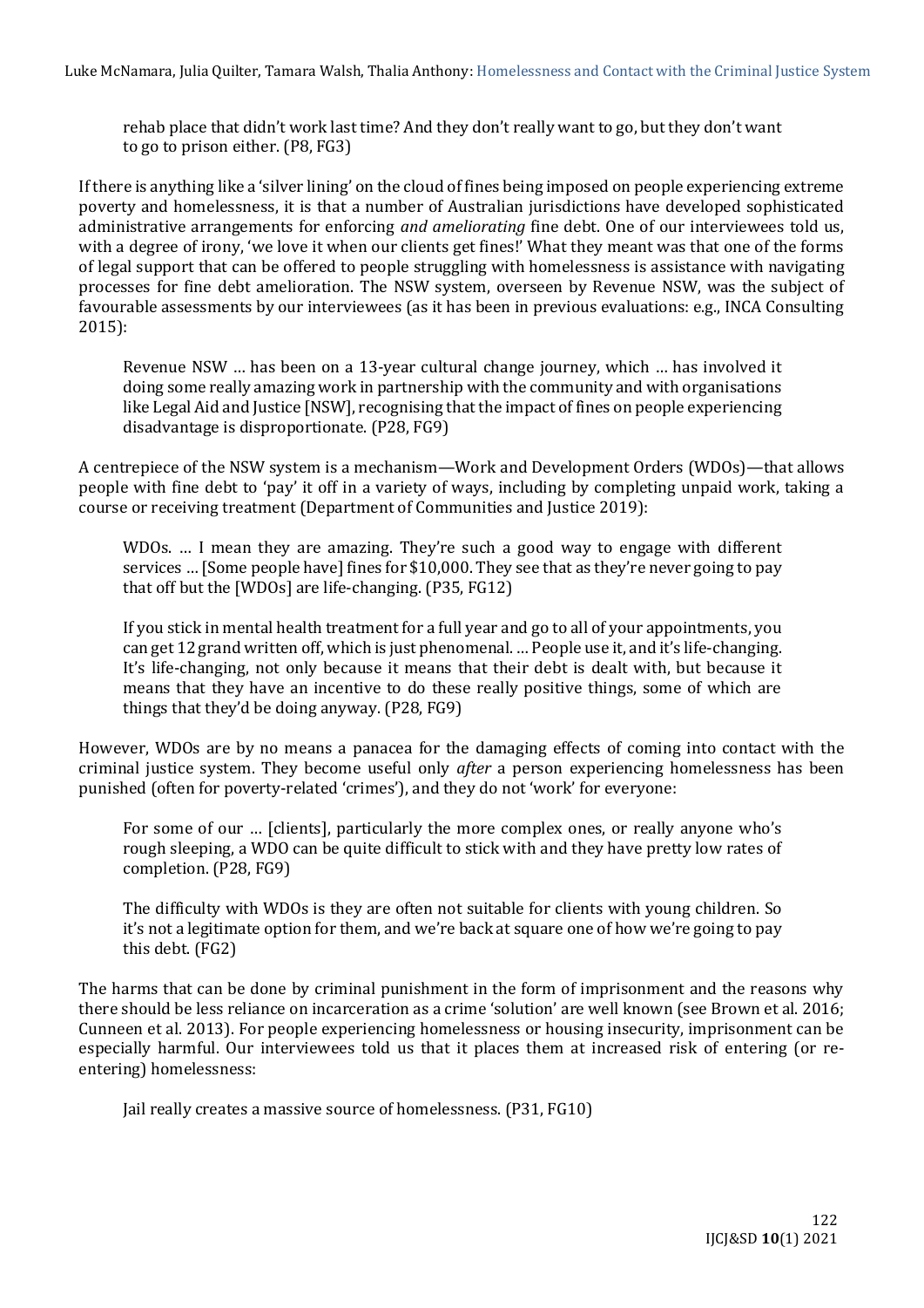> rehab place that didn't work last time? And they don't really want to go, but they don't want to go to prison either. (P8, FG3)

If there is anything like a 'silver lining' on the cloud of fines being imposed on people experiencing extreme poverty and homelessness, it is that a number of Australian jurisdictions have developed sophisticated administrative arrangements for enforcing *and ameliorating* fine debt. One of our interviewees told us, with a degree of irony, 'we love it when our clients get fines!' What they meant was that one of the forms of legal support that can be offered to people struggling with homelessness is assistance with navigating processes for fine debt amelioration. The NSW system, overseen by Revenue NSW, was the subject of favourable assessments by our interviewees (as it has been in previous evaluations: e.g., INCA Consulting 2015):

> Revenue NSW … has been on a 13-year cultural change journey, which … has involved it doing some really amazing work in partnership with the community and with organisations like Legal Aid and Justice [NSW], recognising that the impact of fines on people experiencing disadvantage is disproportionate. (P28, FG9)

A centrepiece of the NSW system is a mechanism—Work and Development Orders (WDOs)—that allows people with fine debt to 'pay' it off in a variety of ways, including by completing unpaid work, taking a course or receiving treatment (Department of Communities and Justice 2019):

> WDOs. … I mean they are amazing. They're such a good way to engage with different services … [Some people have] fines for $10,000. They see that as they're never going to pay that off but the [WDOs] are life-changing. (P35, FG12)

> If you stick in mental health treatment for a full year and go to all of your appointments, you can get 12 grand written off, which is just phenomenal. … People use it, and it's life-changing. It's life-changing, not only because it means that their debt is dealt with, but because it means that they have an incentive to do these really positive things, some of which are things that they'd be doing anyway. (P28, FG9)

However, WDOs are by no means a panacea for the damaging effects of coming into contact with the criminal justice system. They become useful only *after* a person experiencing homelessness has been punished (often for poverty-related 'crimes'), and they do not 'work' for everyone:

> For some of our … [clients], particularly the more complex ones, or really anyone who's rough sleeping, a WDO can be quite difficult to stick with and they have pretty low rates of completion. (P28, FG9)

> The difficulty with WDOs is they are often not suitable for clients with young children. So it's not a legitimate option for them, and we're back at square one of how we're going to pay this debt. (FG2)

The harms that can be done by criminal punishment in the form of imprisonment and the reasons why there should be less reliance on incarceration as a crime 'solution' are well known (see Brown et al. 2016; Cunneen et al. 2013). For people experiencing homelessness or housing insecurity, imprisonment can be especially harmful. Our interviewees told us that it places them at increased risk of entering (or re-entering) homelessness:

> Jail really creates a massive source of homelessness. (P31, FG10)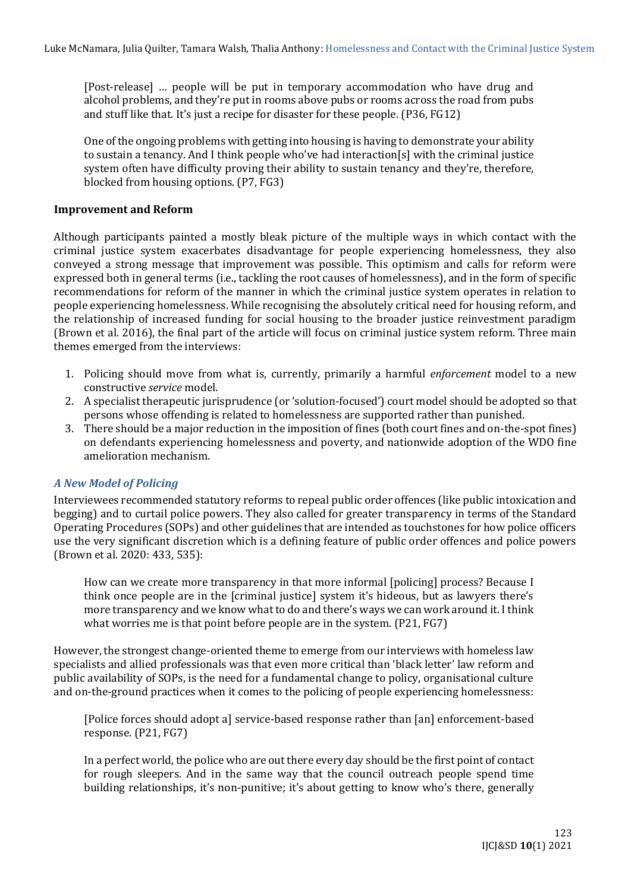> [Post-release] … people will be put in temporary accommodation who have drug and alcohol problems, and they're put in rooms above pubs or rooms across the road from pubs and stuff like that. It's just a recipe for disaster for these people. (P36, FG12)

> One of the ongoing problems with getting into housing is having to demonstrate your ability to sustain a tenancy. And I think people who've had interaction[s] with the criminal justice system often have difficulty proving their ability to sustain tenancy and they're, therefore, blocked from housing options. (P7, FG3)

### Improvement and Reform

Although participants painted a mostly bleak picture of the multiple ways in which contact with the criminal justice system exacerbates disadvantage for people experiencing homelessness, they also conveyed a strong message that improvement was possible. This optimism and calls for reform were expressed both in general terms (i.e., tackling the root causes of homelessness), and in the form of specific recommendations for reform of the manner in which the criminal justice system operates in relation to people experiencing homelessness. While recognising the absolutely critical need for housing reform, and the relationship of increased funding for social housing to the broader justice reinvestment paradigm (Brown et al. 2016), the final part of the article will focus on criminal justice system reform. Three main themes emerged from the interviews:

1. Policing should move from what is, currently, primarily a harmful *enforcement* model to a new constructive *service* model.
2. A specialist therapeutic jurisprudence (or 'solution-focused') court model should be adopted so that persons whose offending is related to homelessness are supported rather than punished.
3. There should be a major reduction in the imposition of fines (both court fines and on-the-spot fines) on defendants experiencing homelessness and poverty, and nationwide adoption of the WDO fine amelioration mechanism.

#### *A New Model of Policing*

Interviewees recommended statutory reforms to repeal public order offences (like public intoxication and begging) and to curtail police powers. They also called for greater transparency in terms of the Standard Operating Procedures (SOPs) and other guidelines that are intended as touchstones for how police officers use the very significant discretion which is a defining feature of public order offences and police powers (Brown et al. 2020: 433, 535):

> How can we create more transparency in that more informal [policing] process? Because I think once people are in the [criminal justice] system it's hideous, but as lawyers there's more transparency and we know what to do and there's ways we can work around it. I think what worries me is that point before people are in the system. (P21, FG7)

However, the strongest change-oriented theme to emerge from our interviews with homeless law specialists and allied professionals was that even more critical than 'black letter' law reform and public availability of SOPs, is the need for a fundamental change to policy, organisational culture and on-the-ground practices when it comes to the policing of people experiencing homelessness:

> [Police forces should adopt a] service-based response rather than [an] enforcement-based response. (P21, FG7)

> In a perfect world, the police who are out there every day should be the first point of contact for rough sleepers. And in the same way that the council outreach people spend time building relationships, it's non-punitive; it's about getting to know who's there, generally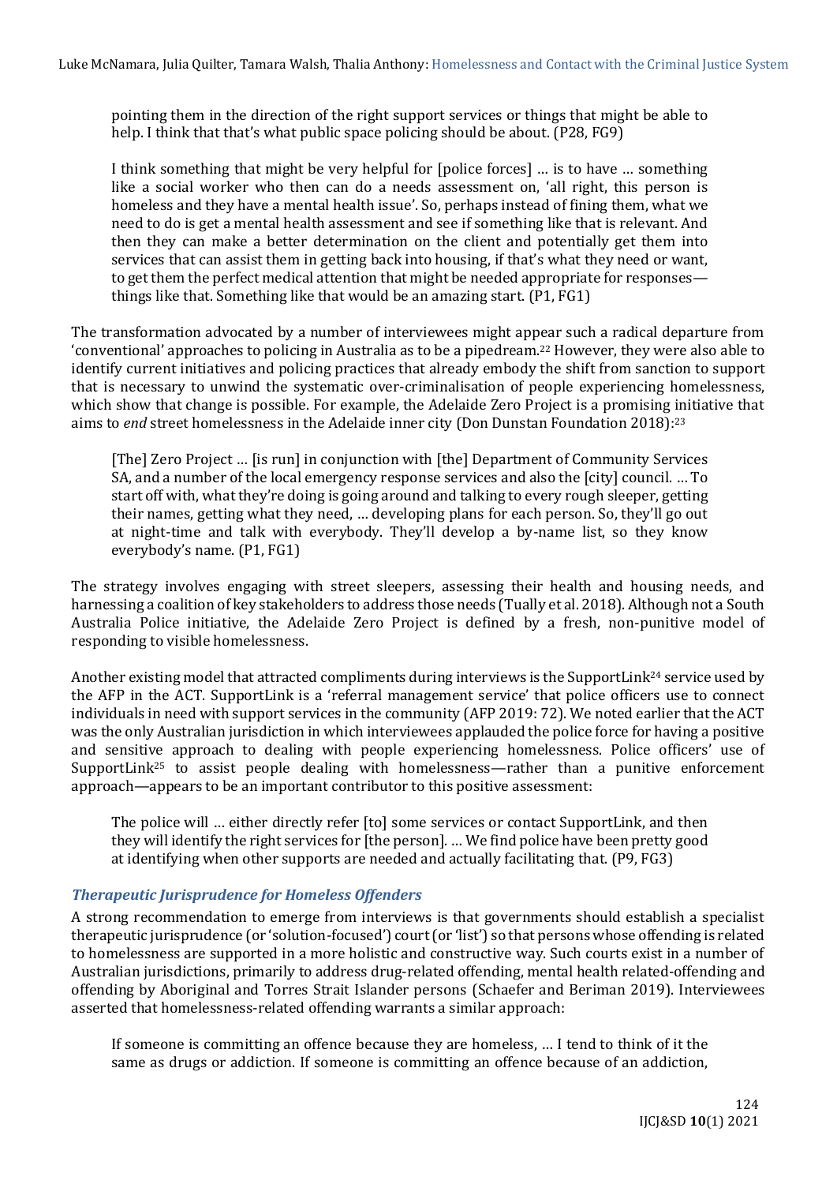pointing them in the direction of the right support services or things that might be able to help. I think that that's what public space policing should be about. (P28, FG9)

> I think something that might be very helpful for [police forces] … is to have … something like a social worker who then can do a needs assessment on, 'all right, this person is homeless and they have a mental health issue'. So, perhaps instead of fining them, what we need to do is get a mental health assessment and see if something like that is relevant. And then they can make a better determination on the client and potentially get them into services that can assist them in getting back into housing, if that's what they need or want, to get them the perfect medical attention that might be needed appropriate for responses—things like that. Something like that would be an amazing start. (P1, FG1)

The transformation advocated by a number of interviewees might appear such a radical departure from 'conventional' approaches to policing in Australia as to be a pipedream.[22] However, they were also able to identify current initiatives and policing practices that already embody the shift from sanction to support that is necessary to unwind the systematic over-criminalisation of people experiencing homelessness, which show that change is possible. For example, the Adelaide Zero Project is a promising initiative that aims to *end* street homelessness in the Adelaide inner city (Don Dunstan Foundation 2018):[23]

> [The] Zero Project … [is run] in conjunction with [the] Department of Community Services SA, and a number of the local emergency response services and also the [city] council. … To start off with, what they're doing is going around and talking to every rough sleeper, getting their names, getting what they need, … developing plans for each person. So, they'll go out at night-time and talk with everybody. They'll develop a by-name list, so they know everybody's name. (P1, FG1)

The strategy involves engaging with street sleepers, assessing their health and housing needs, and harnessing a coalition of key stakeholders to address those needs (Tually et al. 2018). Although not a South Australia Police initiative, the Adelaide Zero Project is defined by a fresh, non-punitive model of responding to visible homelessness.

Another existing model that attracted compliments during interviews is the SupportLink[24] service used by the AFP in the ACT. SupportLink is a 'referral management service' that police officers use to connect individuals in need with support services in the community (AFP 2019: 72). We noted earlier that the ACT was the only Australian jurisdiction in which interviewees applauded the police force for having a positive and sensitive approach to dealing with people experiencing homelessness. Police officers' use of SupportLink[25] to assist people dealing with homelessness—rather than a punitive enforcement approach—appears to be an important contributor to this positive assessment:

> The police will … either directly refer [to] some services or contact SupportLink, and then they will identify the right services for [the person]. … We find police have been pretty good at identifying when other supports are needed and actually facilitating that. (P9, FG3)

### *Therapeutic Jurisprudence for Homeless Offenders*

A strong recommendation to emerge from interviews is that governments should establish a specialist therapeutic jurisprudence (or 'solution-focused') court (or 'list') so that persons whose offending is related to homelessness are supported in a more holistic and constructive way. Such courts exist in a number of Australian jurisdictions, primarily to address drug-related offending, mental health related-offending and offending by Aboriginal and Torres Strait Islander persons (Schaefer and Beriman 2019). Interviewees asserted that homelessness-related offending warrants a similar approach:

> If someone is committing an offence because they are homeless, … I tend to think of it the same as drugs or addiction. If someone is committing an offence because of an addiction,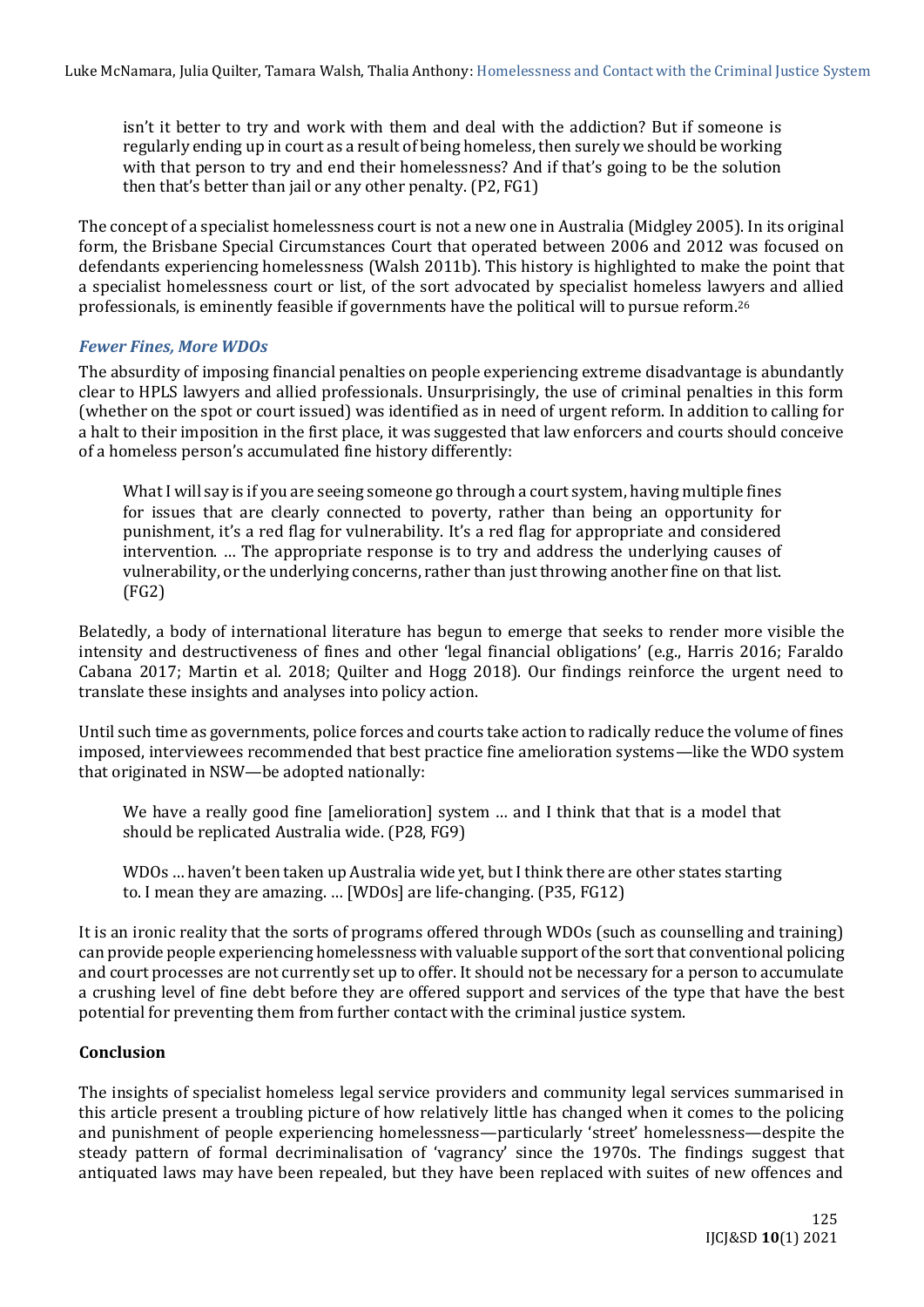> isn't it better to try and work with them and deal with the addiction? But if someone is regularly ending up in court as a result of being homeless, then surely we should be working with that person to try and end their homelessness? And if that's going to be the solution then that's better than jail or any other penalty. (P2, FG1)

The concept of a specialist homelessness court is not a new one in Australia (Midgley 2005). In its original form, the Brisbane Special Circumstances Court that operated between 2006 and 2012 was focused on defendants experiencing homelessness (Walsh 2011b). This history is highlighted to make the point that a specialist homelessness court or list, of the sort advocated by specialist homeless lawyers and allied professionals, is eminently feasible if governments have the political will to pursue reform.[26]

### *Fewer Fines, More WDOs*

The absurdity of imposing financial penalties on people experiencing extreme disadvantage is abundantly clear to HPLS lawyers and allied professionals. Unsurprisingly, the use of criminal penalties in this form (whether on the spot or court issued) was identified as in need of urgent reform. In addition to calling for a halt to their imposition in the first place, it was suggested that law enforcers and courts should conceive of a homeless person's accumulated fine history differently:

> What I will say is if you are seeing someone go through a court system, having multiple fines for issues that are clearly connected to poverty, rather than being an opportunity for punishment, it's a red flag for vulnerability. It's a red flag for appropriate and considered intervention. … The appropriate response is to try and address the underlying causes of vulnerability, or the underlying concerns, rather than just throwing another fine on that list. (FG2)

Belatedly, a body of international literature has begun to emerge that seeks to render more visible the intensity and destructiveness of fines and other 'legal financial obligations' (e.g., Harris 2016; Faraldo Cabana 2017; Martin et al. 2018; Quilter and Hogg 2018). Our findings reinforce the urgent need to translate these insights and analyses into policy action.

Until such time as governments, police forces and courts take action to radically reduce the volume of fines imposed, interviewees recommended that best practice fine amelioration systems—like the WDO system that originated in NSW—be adopted nationally:

> We have a really good fine [amelioration] system … and I think that that is a model that should be replicated Australia wide. (P28, FG9)

> WDOs … haven't been taken up Australia wide yet, but I think there are other states starting to. I mean they are amazing. … [WDOs] are life-changing. (P35, FG12)

It is an ironic reality that the sorts of programs offered through WDOs (such as counselling and training) can provide people experiencing homelessness with valuable support of the sort that conventional policing and court processes are not currently set up to offer. It should not be necessary for a person to accumulate a crushing level of fine debt before they are offered support and services of the type that have the best potential for preventing them from further contact with the criminal justice system.

## Conclusion

The insights of specialist homeless legal service providers and community legal services summarised in this article present a troubling picture of how relatively little has changed when it comes to the policing and punishment of people experiencing homelessness—particularly 'street' homelessness—despite the steady pattern of formal decriminalisation of 'vagrancy' since the 1970s. The findings suggest that antiquated laws may have been repealed, but they have been replaced with suites of new offences and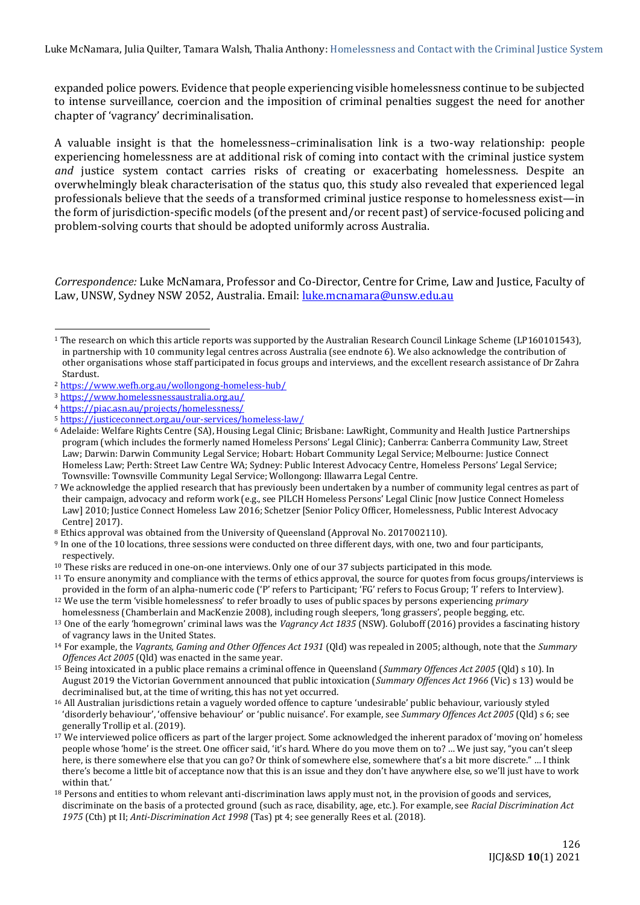expanded police powers. Evidence that people experiencing visible homelessness continue to be subjected to intense surveillance, coercion and the imposition of criminal penalties suggest the need for another chapter of 'vagrancy' decriminalisation.

A valuable insight is that the homelessness–criminalisation link is a two-way relationship: people experiencing homelessness are at additional risk of coming into contact with the criminal justice system *and* justice system contact carries risks of creating or exacerbating homelessness. Despite an overwhelmingly bleak characterisation of the status quo, this study also revealed that experienced legal professionals believe that the seeds of a transformed criminal justice response to homelessness exist—in the form of jurisdiction-specific models (of the present and/or recent past) of service-focused policing and problem-solving courts that should be adopted uniformly across Australia.

*Correspondence:* Luke McNamara, Professor and Co-Director, Centre for Crime, Law and Justice, Faculty of Law, UNSW, Sydney NSW 2052, Australia. Email: luke.mcnamara@unsw.edu.au

---

[1] The research on which this article reports was supported by the Australian Research Council Linkage Scheme (LP160101543), in partnership with 10 community legal centres across Australia (see endnote 6). We also acknowledge the contribution of other organisations whose staff participated in focus groups and interviews, and the excellent research assistance of Dr Zahra Stardust.

[2] https://www.wefh.org.au/wollongong-homeless-hub/

[3] https://www.homelessnessaustralia.org.au/

[4] https://piac.asn.au/projects/homelessness/

[5] https://justiceconnect.org.au/our-services/homeless-law/

[6] Adelaide: Welfare Rights Centre (SA), Housing Legal Clinic; Brisbane: LawRight, Community and Health Justice Partnerships program (which includes the formerly named Homeless Persons' Legal Clinic); Canberra: Canberra Community Law, Street Law; Darwin: Darwin Community Legal Service; Hobart: Hobart Community Legal Service; Melbourne: Justice Connect Homeless Law; Perth: Street Law Centre WA; Sydney: Public Interest Advocacy Centre, Homeless Persons' Legal Service; Townsville: Townsville Community Legal Service; Wollongong: Illawarra Legal Centre.

[7] We acknowledge the applied research that has previously been undertaken by a number of community legal centres as part of their campaign, advocacy and reform work (e.g., see PILCH Homeless Persons' Legal Clinic [now Justice Connect Homeless Law] 2010; Justice Connect Homeless Law 2016; Schetzer [Senior Policy Officer, Homelessness, Public Interest Advocacy Centre] 2017).

[8] Ethics approval was obtained from the University of Queensland (Approval No. 2017002110).

[9] In one of the 10 locations, three sessions were conducted on three different days, with one, two and four participants, respectively.

[10] These risks are reduced in one-on-one interviews. Only one of our 37 subjects participated in this mode.

[11] To ensure anonymity and compliance with the terms of ethics approval, the source for quotes from focus groups/interviews is provided in the form of an alpha-numeric code ('P' refers to Participant; 'FG' refers to Focus Group; 'I' refers to Interview).

[12] We use the term 'visible homelessness' to refer broadly to uses of public spaces by persons experiencing *primary* homelessness (Chamberlain and MacKenzie 2008), including rough sleepers, 'long grassers', people begging, etc.

[13] One of the early 'homegrown' criminal laws was the *Vagrancy Act 1835* (NSW). Goluboff (2016) provides a fascinating history of vagrancy laws in the United States.

[14] For example, the *Vagrants, Gaming and Other Offences Act 1931* (Qld) was repealed in 2005; although, note that the *Summary Offences Act 2005* (Qld) was enacted in the same year.

[15] Being intoxicated in a public place remains a criminal offence in Queensland (*Summary Offences Act 2005* (Qld) s 10). In August 2019 the Victorian Government announced that public intoxication (*Summary Offences Act 1966* (Vic) s 13) would be decriminalised but, at the time of writing, this has not yet occurred.

[16] All Australian jurisdictions retain a vaguely worded offence to capture 'undesirable' public behaviour, variously styled 'disorderly behaviour', 'offensive behaviour' or 'public nuisance'. For example, see *Summary Offences Act 2005* (Qld) s 6; see generally Trollip et al. (2019).

[17] We interviewed police officers as part of the larger project. Some acknowledged the inherent paradox of 'moving on' homeless people whose 'home' is the street. One officer said, 'it's hard. Where do you move them on to? … We just say, "you can't sleep here, is there somewhere else that you can go? Or think of somewhere else, somewhere that's a bit more discrete." … I think there's become a little bit of acceptance now that this is an issue and they don't have anywhere else, so we'll just have to work within that.'

[18] Persons and entities to whom relevant anti-discrimination laws apply must not, in the provision of goods and services, discriminate on the basis of a protected ground (such as race, disability, age, etc.). For example, see *Racial Discrimination Act 1975* (Cth) pt II; *Anti-Discrimination Act 1998* (Tas) pt 4; see generally Rees et al. (2018).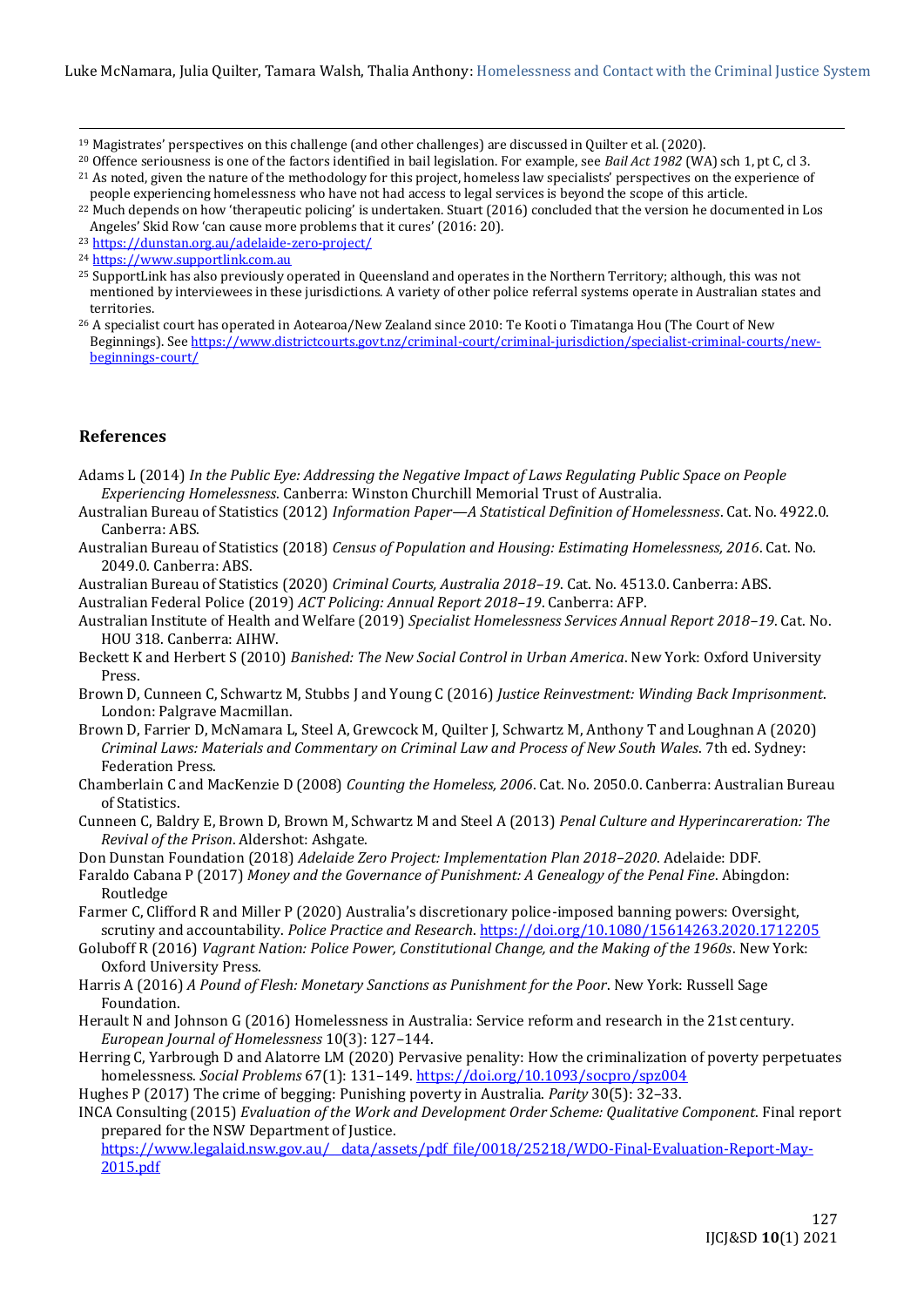[19] Magistrates' perspectives on this challenge (and other challenges) are discussed in Quilter et al. (2020).

[20] Offence seriousness is one of the factors identified in bail legislation. For example, see *Bail Act 1982* (WA) sch 1, pt C, cl 3.

[21] As noted, given the nature of the methodology for this project, homeless law specialists' perspectives on the experience of people experiencing homelessness who have not had access to legal services is beyond the scope of this article.

[22] Much depends on how 'therapeutic policing' is undertaken. Stuart (2016) concluded that the version he documented in Los Angeles' Skid Row 'can cause more problems that it cures' (2016: 20).

[23] https://dunstan.org.au/adelaide-zero-project/

[24] https://www.supportlink.com.au

[25] SupportLink has also previously operated in Queensland and operates in the Northern Territory; although, this was not mentioned by interviewees in these jurisdictions. A variety of other police referral systems operate in Australian states and territories.

[26] A specialist court has operated in Aotearoa/New Zealand since 2010: Te Kooti o Timatanga Hou (The Court of New Beginnings). See https://www.districtcourts.govt.nz/criminal-court/criminal-jurisdiction/specialist-criminal-courts/new-beginnings-court/

## References

Adams L (2014) *In the Public Eye: Addressing the Negative Impact of Laws Regulating Public Space on People Experiencing Homelessness*. Canberra: Winston Churchill Memorial Trust of Australia.

Australian Bureau of Statistics (2012) *Information Paper—A Statistical Definition of Homelessness*. Cat. No. 4922.0. Canberra: ABS.

Australian Bureau of Statistics (2018) *Census of Population and Housing: Estimating Homelessness, 2016*. Cat. No. 2049.0. Canberra: ABS.

Australian Bureau of Statistics (2020) *Criminal Courts, Australia 2018–19*. Cat. No. 4513.0. Canberra: ABS.

Australian Federal Police (2019) *ACT Policing: Annual Report 2018–19*. Canberra: AFP.

Australian Institute of Health and Welfare (2019) *Specialist Homelessness Services Annual Report 2018–19*. Cat. No. HOU 318. Canberra: AIHW.

Beckett K and Herbert S (2010) *Banished: The New Social Control in Urban America*. New York: Oxford University Press.

Brown D, Cunneen C, Schwartz M, Stubbs J and Young C (2016) *Justice Reinvestment: Winding Back Imprisonment*. London: Palgrave Macmillan.

Brown D, Farrier D, McNamara L, Steel A, Grewcock M, Quilter J, Schwartz M, Anthony T and Loughnan A (2020) *Criminal Laws: Materials and Commentary on Criminal Law and Process of New South Wales*. 7th ed. Sydney: Federation Press.

Chamberlain C and MacKenzie D (2008) *Counting the Homeless, 2006*. Cat. No. 2050.0. Canberra: Australian Bureau of Statistics.

Cunneen C, Baldry E, Brown D, Brown M, Schwartz M and Steel A (2013) *Penal Culture and Hyperincareration: The Revival of the Prison*. Aldershot: Ashgate.

Don Dunstan Foundation (2018) *Adelaide Zero Project: Implementation Plan 2018–2020*. Adelaide: DDF.

Faraldo Cabana P (2017) *Money and the Governance of Punishment: A Genealogy of the Penal Fine*. Abingdon: Routledge

Farmer C, Clifford R and Miller P (2020) Australia's discretionary police-imposed banning powers: Oversight, scrutiny and accountability. *Police Practice and Research*. https://doi.org/10.1080/15614263.2020.1712205

Goluboff R (2016) *Vagrant Nation: Police Power, Constitutional Change, and the Making of the 1960s*. New York: Oxford University Press.

Harris A (2016) *A Pound of Flesh: Monetary Sanctions as Punishment for the Poor*. New York: Russell Sage Foundation.

Herault N and Johnson G (2016) Homelessness in Australia: Service reform and research in the 21st century. *European Journal of Homelessness* 10(3): 127–144.

Herring C, Yarbrough D and Alatorre LM (2020) Pervasive penality: How the criminalization of poverty perpetuates homelessness. *Social Problems* 67(1): 131–149. https://doi.org/10.1093/socpro/spz004

Hughes P (2017) The crime of begging: Punishing poverty in Australia. *Parity* 30(5): 32–33.

INCA Consulting (2015) *Evaluation of the Work and Development Order Scheme: Qualitative Component*. Final report prepared for the NSW Department of Justice. https://www.legalaid.nsw.gov.au/__data/assets/pdf_file/0018/25218/WDO-Final-Evaluation-Report-May-2015.pdf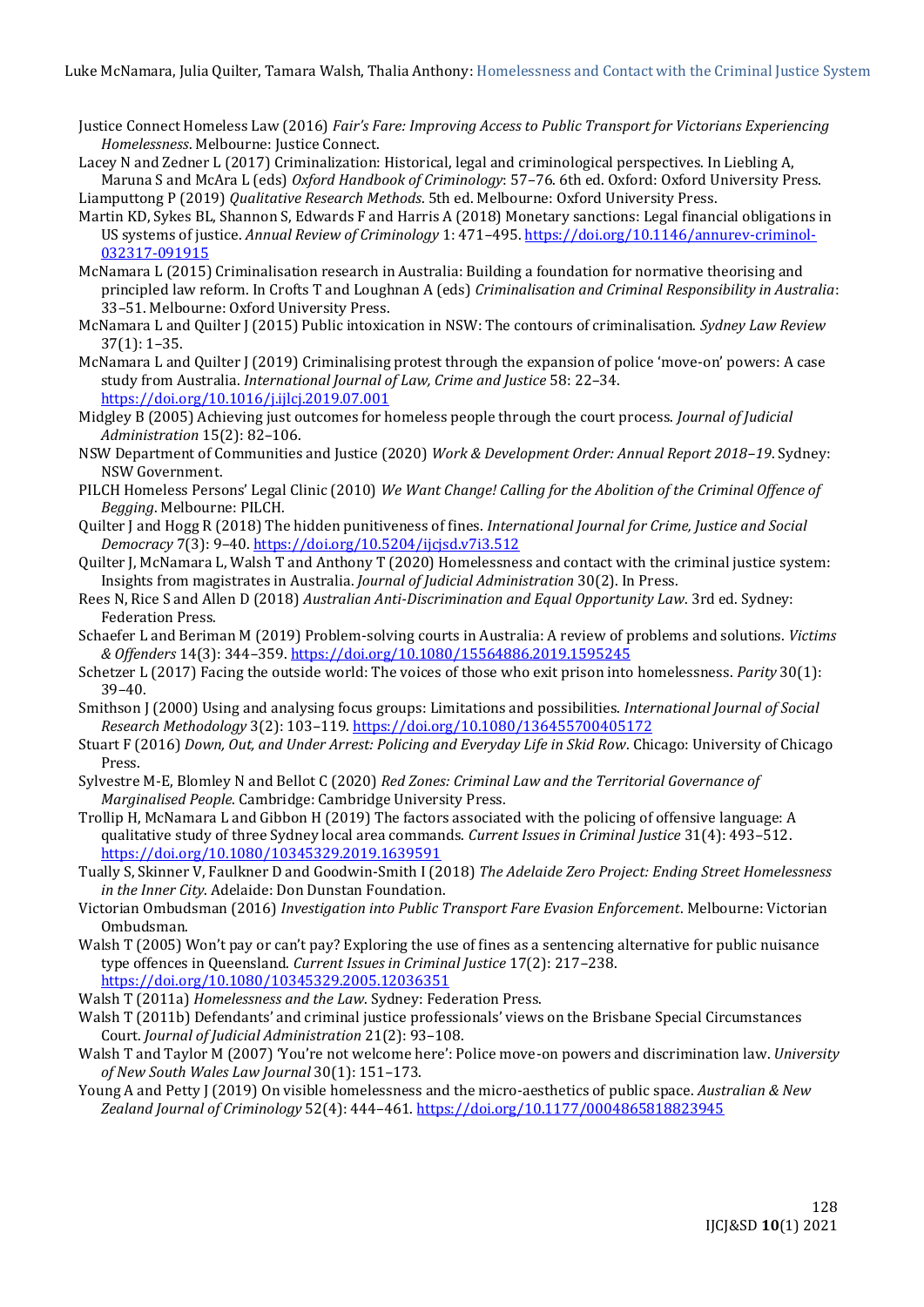Justice Connect Homeless Law (2016) *Fair's Fare: Improving Access to Public Transport for Victorians Experiencing Homelessness*. Melbourne: Justice Connect.

Lacey N and Zedner L (2017) Criminalization: Historical, legal and criminological perspectives. In Liebling A, Maruna S and McAra L (eds) *Oxford Handbook of Criminology*: 57–76. 6th ed. Oxford: Oxford University Press.

Liamputtong P (2019) *Qualitative Research Methods*. 5th ed. Melbourne: Oxford University Press.

Martin KD, Sykes BL, Shannon S, Edwards F and Harris A (2018) Monetary sanctions: Legal financial obligations in US systems of justice. *Annual Review of Criminology* 1: 471–495. https://doi.org/10.1146/annurev-criminol-032317-091915

McNamara L (2015) Criminalisation research in Australia: Building a foundation for normative theorising and principled law reform. In Crofts T and Loughnan A (eds) *Criminalisation and Criminal Responsibility in Australia*: 33–51. Melbourne: Oxford University Press.

McNamara L and Quilter J (2015) Public intoxication in NSW: The contours of criminalisation. *Sydney Law Review* 37(1): 1–35.

McNamara L and Quilter J (2019) Criminalising protest through the expansion of police 'move-on' powers: A case study from Australia. *International Journal of Law, Crime and Justice* 58: 22–34. https://doi.org/10.1016/j.ijlcj.2019.07.001

Midgley B (2005) Achieving just outcomes for homeless people through the court process. *Journal of Judicial Administration* 15(2): 82–106.

NSW Department of Communities and Justice (2020) *Work & Development Order: Annual Report 2018–19*. Sydney: NSW Government.

PILCH Homeless Persons' Legal Clinic (2010) *We Want Change! Calling for the Abolition of the Criminal Offence of Begging*. Melbourne: PILCH.

Quilter J and Hogg R (2018) The hidden punitiveness of fines. *International Journal for Crime, Justice and Social Democracy* 7(3): 9–40. https://doi.org/10.5204/ijcjsd.v7i3.512

Quilter J, McNamara L, Walsh T and Anthony T (2020) Homelessness and contact with the criminal justice system: Insights from magistrates in Australia. *Journal of Judicial Administration* 30(2). In Press.

Rees N, Rice S and Allen D (2018) *Australian Anti-Discrimination and Equal Opportunity Law*. 3rd ed. Sydney: Federation Press.

Schaefer L and Beriman M (2019) Problem-solving courts in Australia: A review of problems and solutions. *Victims & Offenders* 14(3): 344–359. https://doi.org/10.1080/15564886.2019.1595245

Schetzer L (2017) Facing the outside world: The voices of those who exit prison into homelessness. *Parity* 30(1): 39–40.

Smithson J (2000) Using and analysing focus groups: Limitations and possibilities. *International Journal of Social Research Methodology* 3(2): 103–119. https://doi.org/10.1080/136455700405172

Stuart F (2016) *Down, Out, and Under Arrest: Policing and Everyday Life in Skid Row*. Chicago: University of Chicago Press.

Sylvestre M-E, Blomley N and Bellot C (2020) *Red Zones: Criminal Law and the Territorial Governance of Marginalised People*. Cambridge: Cambridge University Press.

Trollip H, McNamara L and Gibbon H (2019) The factors associated with the policing of offensive language: A qualitative study of three Sydney local area commands. *Current Issues in Criminal Justice* 31(4): 493–512. https://doi.org/10.1080/10345329.2019.1639591

Tually S, Skinner V, Faulkner D and Goodwin-Smith I (2018) *The Adelaide Zero Project: Ending Street Homelessness in the Inner City*. Adelaide: Don Dunstan Foundation.

Victorian Ombudsman (2016) *Investigation into Public Transport Fare Evasion Enforcement*. Melbourne: Victorian Ombudsman.

Walsh T (2005) Won't pay or can't pay? Exploring the use of fines as a sentencing alternative for public nuisance type offences in Queensland. *Current Issues in Criminal Justice* 17(2): 217–238. https://doi.org/10.1080/10345329.2005.12036351

Walsh T (2011a) *Homelessness and the Law*. Sydney: Federation Press.

Walsh T (2011b) Defendants' and criminal justice professionals' views on the Brisbane Special Circumstances Court. *Journal of Judicial Administration* 21(2): 93–108.

Walsh T and Taylor M (2007) 'You're not welcome here': Police move-on powers and discrimination law. *University of New South Wales Law Journal* 30(1): 151–173.

Young A and Petty J (2019) On visible homelessness and the micro-aesthetics of public space. *Australian & New Zealand Journal of Criminology* 52(4): 444–461. https://doi.org/10.1177/0004865818823945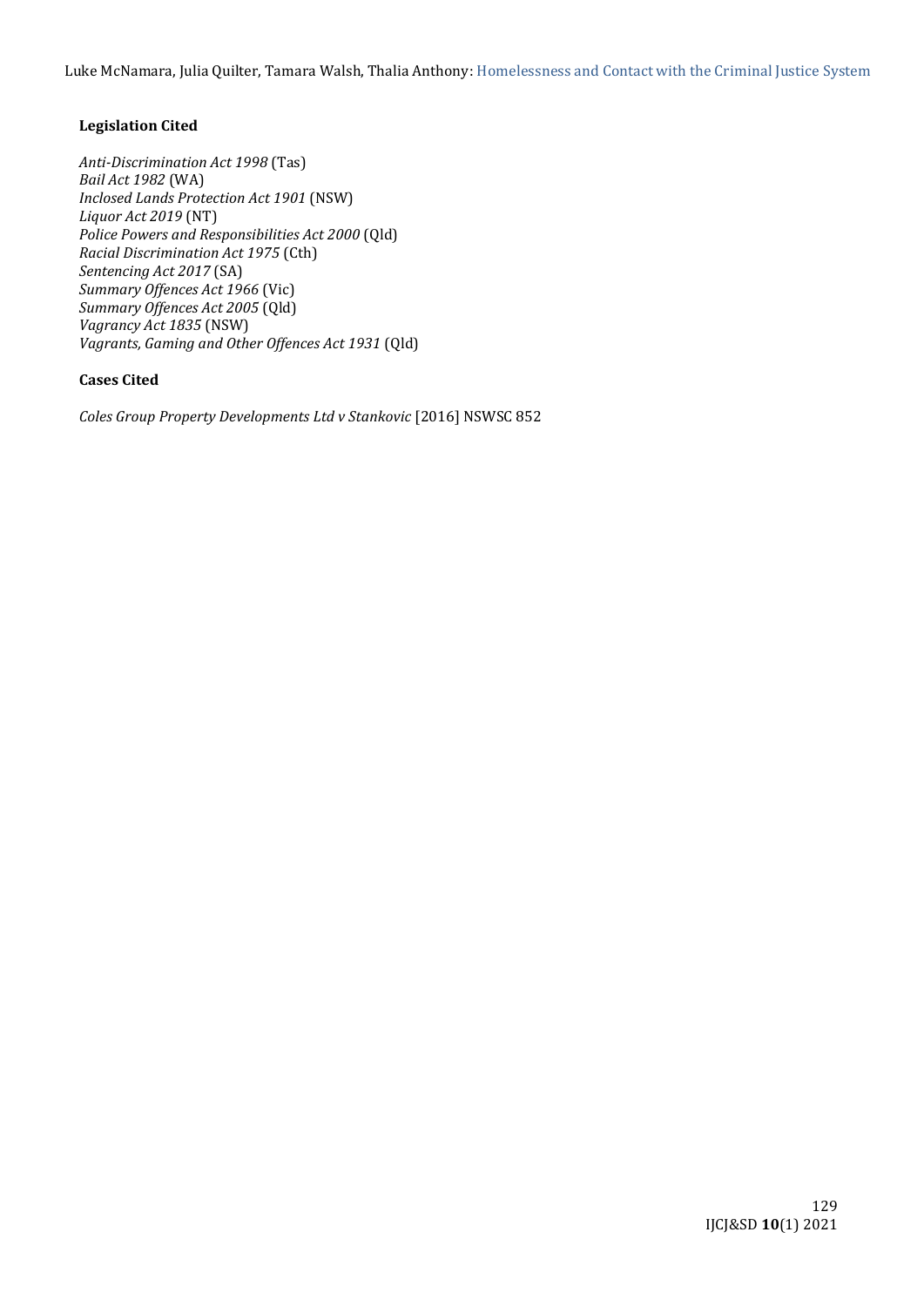**Legislation Cited**

*Anti-Discrimination Act 1998* (Tas)
*Bail Act 1982* (WA)
*Inclosed Lands Protection Act 1901* (NSW)
*Liquor Act 2019* (NT)
*Police Powers and Responsibilities Act 2000* (Qld)
*Racial Discrimination Act 1975* (Cth)
*Sentencing Act 2017* (SA)
*Summary Offences Act 1966* (Vic)
*Summary Offences Act 2005* (Qld)
*Vagrancy Act 1835* (NSW)
*Vagrants, Gaming and Other Offences Act 1931* (Qld)

**Cases Cited**

*Coles Group Property Developments Ltd v Stankovic* [2016] NSWSC 852